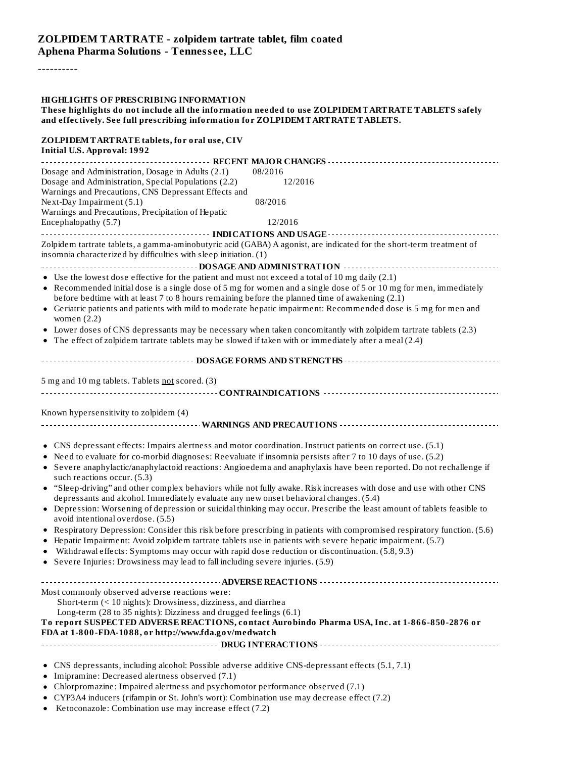**ZOLPIDEM TARTRATE - zolpidem tartrate tablet, film coated**
**Aphena Pharma Solutions - Tennessee, LLC**

----------

**HIGHLIGHTS OF PRESCRIBING INFORMATION**
**These highlights do not include all the information needed to use ZOLPIDEM TARTRATE TABLETS safely and effectively. See full prescribing information for ZOLPIDEM TARTRATE TABLETS.**

**ZOLPIDEM TARTRATE tablets, for oral use, CIV**
**Initial U.S. Approval: 1992**

**RECENT MAJOR CHANGES**

| | |
|---|---|
| Dosage and Administration, Dosage in Adults (2.1) | 08/2016 |
| Dosage and Administration, Special Populations (2.2) | 12/2016 |
| Warnings and Precautions, CNS Depressant Effects and Next-Day Impairment (5.1) | 08/2016 |
| Warnings and Precautions, Precipitation of Hepatic Encephalopathy (5.7) | 12/2016 |

**INDICATIONS AND USAGE**

Zolpidem tartrate tablets, a gamma-aminobutyric acid (GABA) A agonist, are indicated for the short-term treatment of insomnia characterized by difficulties with sleep initiation. (1)

**DOSAGE AND ADMINISTRATION**

- Use the lowest dose effective for the patient and must not exceed a total of 10 mg daily (2.1)
- Recommended initial dose is a single dose of 5 mg for women and a single dose of 5 or 10 mg for men, immediately before bedtime with at least 7 to 8 hours remaining before the planned time of awakening (2.1)
- Geriatric patients and patients with mild to moderate hepatic impairment: Recommended dose is 5 mg for men and women (2.2)
- Lower doses of CNS depressants may be necessary when taken concomitantly with zolpidem tartrate tablets (2.3)
- The effect of zolpidem tartrate tablets may be slowed if taken with or immediately after a meal (2.4)

**DOSAGE FORMS AND STRENGTHS**

5 mg and 10 mg tablets. Tablets not scored. (3)

**CONTRAINDICATIONS**

Known hypersensitivity to zolpidem (4)

**WARNINGS AND PRECAUTIONS**

- CNS depressant effects: Impairs alertness and motor coordination. Instruct patients on correct use. (5.1)
- Need to evaluate for co-morbid diagnoses: Reevaluate if insomnia persists after 7 to 10 days of use. (5.2)
- Severe anaphylactic/anaphylactoid reactions: Angioedema and anaphylaxis have been reported. Do not rechallenge if such reactions occur. (5.3)
- "Sleep-driving" and other complex behaviors while not fully awake. Risk increases with dose and use with other CNS depressants and alcohol. Immediately evaluate any new onset behavioral changes. (5.4)
- Depression: Worsening of depression or suicidal thinking may occur. Prescribe the least amount of tablets feasible to avoid intentional overdose. (5.5)
- Respiratory Depression: Consider this risk before prescribing in patients with compromised respiratory function. (5.6)
- Hepatic Impairment: Avoid zolpidem tartrate tablets use in patients with severe hepatic impairment. (5.7)
- Withdrawal effects: Symptoms may occur with rapid dose reduction or discontinuation. (5.8, 9.3)
- Severe Injuries: Drowsiness may lead to fall including severe injuries. (5.9)

**ADVERSE REACTIONS**

Most commonly observed adverse reactions were:
Short-term (< 10 nights): Drowsiness, dizziness, and diarrhea
Long-term (28 to 35 nights): Dizziness and drugged feelings (6.1)

**To report SUSPECTED ADVERSE REACTIONS, contact Aurobindo Pharma USA, Inc. at 1-866-850-2876 or FDA at 1-800-FDA-1088, or http://www.fda.gov/medwatch**

**DRUG INTERACTIONS**

- CNS depressants, including alcohol: Possible adverse additive CNS-depressant effects (5.1, 7.1)
- Imipramine: Decreased alertness observed (7.1)
- Chlorpromazine: Impaired alertness and psychomotor performance observed (7.1)
- CYP3A4 inducers (rifampin or St. John's wort): Combination use may decrease effect (7.2)
- Ketoconazole: Combination use may increase effect (7.2)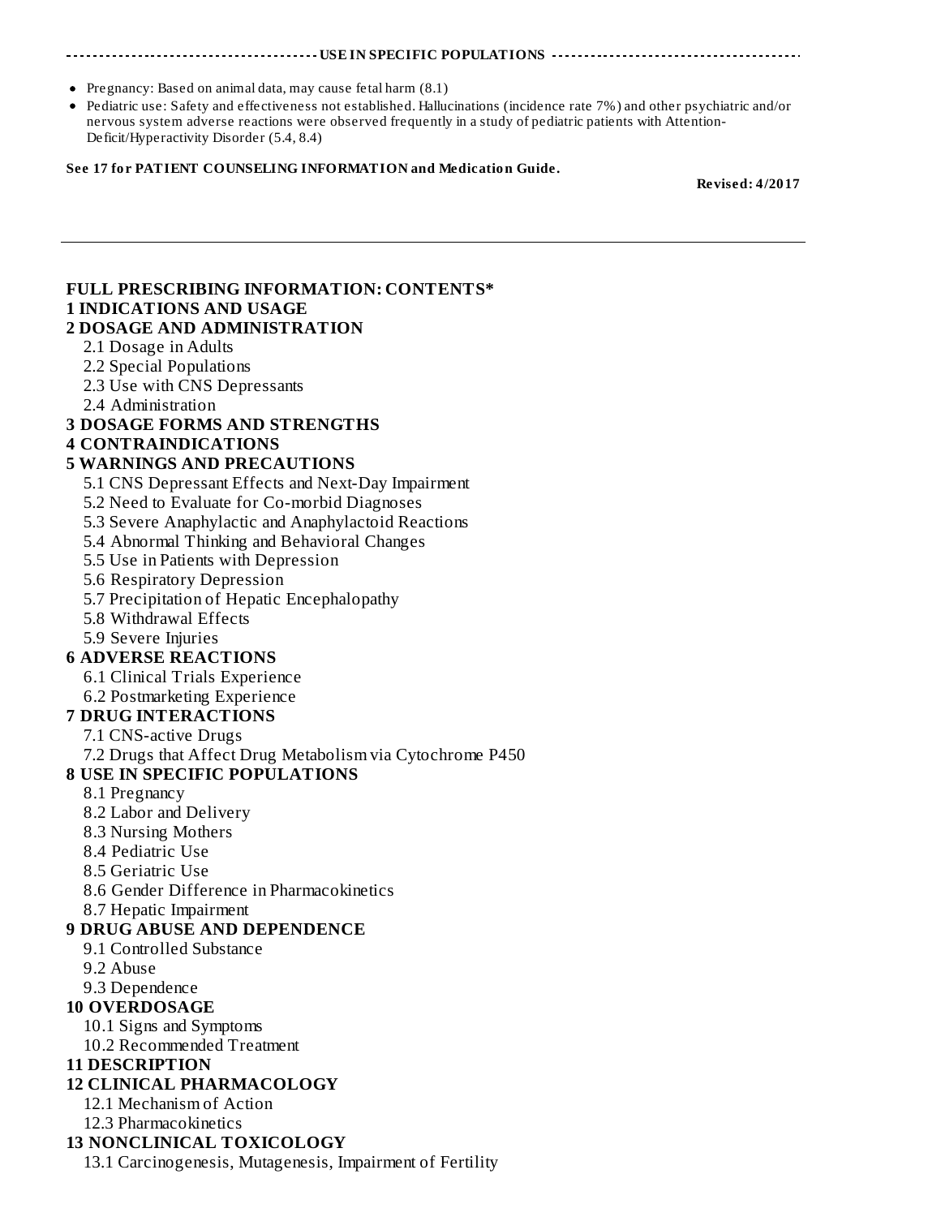## USE IN SPECIFIC POPULATIONS

- Pregnancy: Based on animal data, may cause fetal harm (8.1)
- Pediatric use: Safety and effectiveness not established. Hallucinations (incidence rate 7%) and other psychiatric and/or nervous system adverse reactions were observed frequently in a study of pediatric patients with Attention-Deficit/Hyperactivity Disorder (5.4, 8.4)

**See 17 for PATIENT COUNSELING INFORMATION and Medication Guide.**

**Revised: 4/2017**

---

# FULL PRESCRIBING INFORMATION: CONTENTS*

**1 INDICATIONS AND USAGE**

**2 DOSAGE AND ADMINISTRATION**

- 2.1 Dosage in Adults
- 2.2 Special Populations
- 2.3 Use with CNS Depressants
- 2.4 Administration

**3 DOSAGE FORMS AND STRENGTHS**

**4 CONTRAINDICATIONS**

**5 WARNINGS AND PRECAUTIONS**

- 5.1 CNS Depressant Effects and Next-Day Impairment
- 5.2 Need to Evaluate for Co-morbid Diagnoses
- 5.3 Severe Anaphylactic and Anaphylactoid Reactions
- 5.4 Abnormal Thinking and Behavioral Changes
- 5.5 Use in Patients with Depression
- 5.6 Respiratory Depression
- 5.7 Precipitation of Hepatic Encephalopathy
- 5.8 Withdrawal Effects
- 5.9 Severe Injuries

**6 ADVERSE REACTIONS**

- 6.1 Clinical Trials Experience
- 6.2 Postmarketing Experience

**7 DRUG INTERACTIONS**

- 7.1 CNS-active Drugs
- 7.2 Drugs that Affect Drug Metabolism via Cytochrome P450

**8 USE IN SPECIFIC POPULATIONS**

- 8.1 Pregnancy
- 8.2 Labor and Delivery
- 8.3 Nursing Mothers
- 8.4 Pediatric Use
- 8.5 Geriatric Use
- 8.6 Gender Difference in Pharmacokinetics
- 8.7 Hepatic Impairment

**9 DRUG ABUSE AND DEPENDENCE**

- 9.1 Controlled Substance
- 9.2 Abuse
- 9.3 Dependence

**10 OVERDOSAGE**

- 10.1 Signs and Symptoms
- 10.2 Recommended Treatment

**11 DESCRIPTION**

**12 CLINICAL PHARMACOLOGY**

- 12.1 Mechanism of Action
- 12.3 Pharmacokinetics

**13 NONCLINICAL TOXICOLOGY**

- 13.1 Carcinogenesis, Mutagenesis, Impairment of Fertility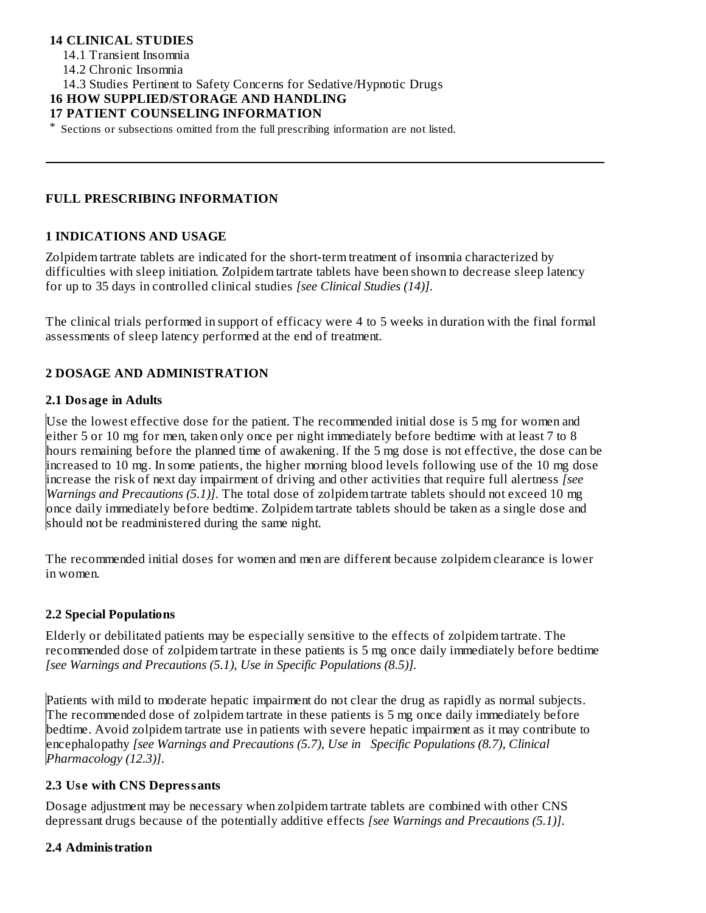**14 CLINICAL STUDIES**

14.1 Transient Insomnia

14.2 Chronic Insomnia

14.3 Studies Pertinent to Safety Concerns for Sedative/Hypnotic Drugs

**16 HOW SUPPLIED/STORAGE AND HANDLING**

**17 PATIENT COUNSELING INFORMATION**

\* Sections or subsections omitted from the full prescribing information are not listed.

---

## FULL PRESCRIBING INFORMATION

## 1 INDICATIONS AND USAGE

Zolpidem tartrate tablets are indicated for the short-term treatment of insomnia characterized by difficulties with sleep initiation. Zolpidem tartrate tablets have been shown to decrease sleep latency for up to 35 days in controlled clinical studies *[see Clinical Studies (14)]*.

The clinical trials performed in support of efficacy were 4 to 5 weeks in duration with the final formal assessments of sleep latency performed at the end of treatment.

## 2 DOSAGE AND ADMINISTRATION

### 2.1 Dosage in Adults

Use the lowest effective dose for the patient. The recommended initial dose is 5 mg for women and either 5 or 10 mg for men, taken only once per night immediately before bedtime with at least 7 to 8 hours remaining before the planned time of awakening. If the 5 mg dose is not effective, the dose can be increased to 10 mg. In some patients, the higher morning blood levels following use of the 10 mg dose increase the risk of next day impairment of driving and other activities that require full alertness *[see Warnings and Precautions (5.1)]*. The total dose of zolpidem tartrate tablets should not exceed 10 mg once daily immediately before bedtime. Zolpidem tartrate tablets should be taken as a single dose and should not be readministered during the same night.

The recommended initial doses for women and men are different because zolpidem clearance is lower in women.

### 2.2 Special Populations

Elderly or debilitated patients may be especially sensitive to the effects of zolpidem tartrate. The recommended dose of zolpidem tartrate in these patients is 5 mg once daily immediately before bedtime *[see Warnings and Precautions (5.1), Use in Specific Populations (8.5)]*.

Patients with mild to moderate hepatic impairment do not clear the drug as rapidly as normal subjects. The recommended dose of zolpidem tartrate in these patients is 5 mg once daily immediately before bedtime. Avoid zolpidem tartrate use in patients with severe hepatic impairment as it may contribute to encephalopathy *[see Warnings and Precautions (5.7), Use in Specific Populations (8.7), Clinical Pharmacology (12.3)]*.

### 2.3 Use with CNS Depressants

Dosage adjustment may be necessary when zolpidem tartrate tablets are combined with other CNS depressant drugs because of the potentially additive effects *[see Warnings and Precautions (5.1)]*.

### 2.4 Administration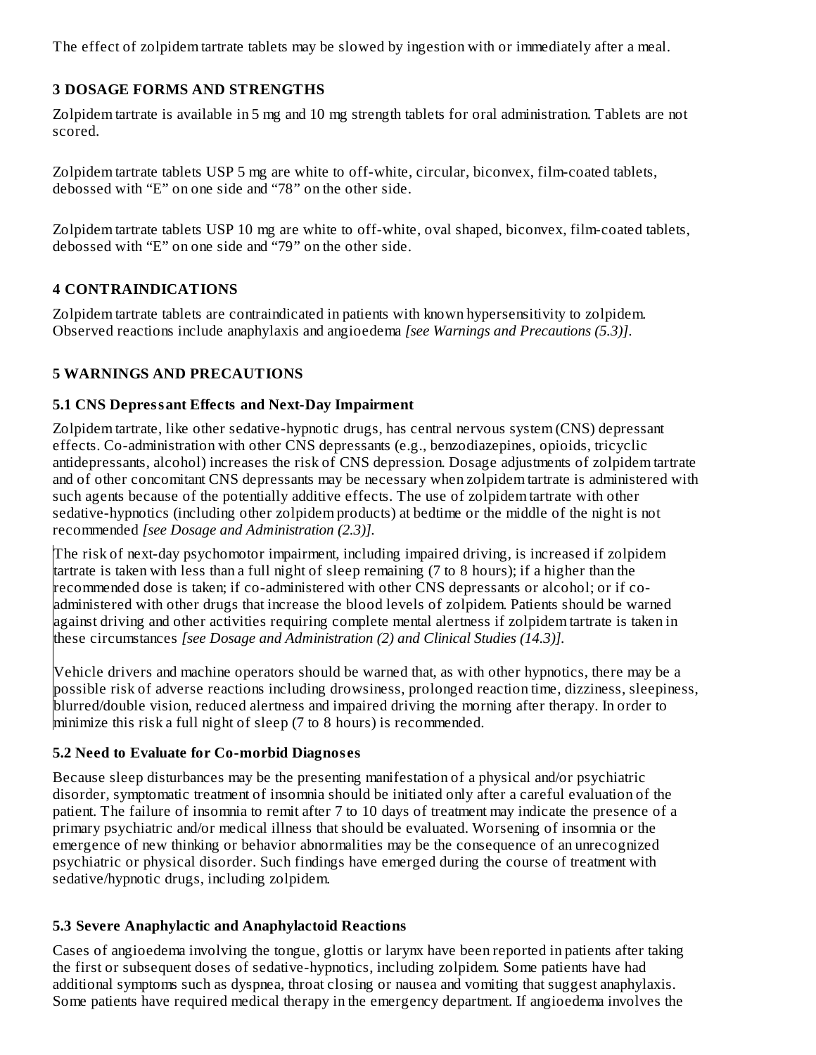The effect of zolpidem tartrate tablets may be slowed by ingestion with or immediately after a meal.

## 3 DOSAGE FORMS AND STRENGTHS

Zolpidem tartrate is available in 5 mg and 10 mg strength tablets for oral administration. Tablets are not scored.

Zolpidem tartrate tablets USP 5 mg are white to off-white, circular, biconvex, film-coated tablets, debossed with “E” on one side and “78” on the other side.

Zolpidem tartrate tablets USP 10 mg are white to off-white, oval shaped, biconvex, film-coated tablets, debossed with “E” on one side and “79” on the other side.

## 4 CONTRAINDICATIONS

Zolpidem tartrate tablets are contraindicated in patients with known hypersensitivity to zolpidem. Observed reactions include anaphylaxis and angioedema *[see Warnings and Precautions (5.3)]*.

## 5 WARNINGS AND PRECAUTIONS

### 5.1 CNS Depressant Effects and Next-Day Impairment

Zolpidem tartrate, like other sedative-hypnotic drugs, has central nervous system (CNS) depressant effects. Co-administration with other CNS depressants (e.g., benzodiazepines, opioids, tricyclic antidepressants, alcohol) increases the risk of CNS depression. Dosage adjustments of zolpidem tartrate and of other concomitant CNS depressants may be necessary when zolpidem tartrate is administered with such agents because of the potentially additive effects. The use of zolpidem tartrate with other sedative-hypnotics (including other zolpidem products) at bedtime or the middle of the night is not recommended *[see Dosage and Administration (2.3)]*.

The risk of next-day psychomotor impairment, including impaired driving, is increased if zolpidem tartrate is taken with less than a full night of sleep remaining (7 to 8 hours); if a higher than the recommended dose is taken; if co-administered with other CNS depressants or alcohol; or if co-administered with other drugs that increase the blood levels of zolpidem. Patients should be warned against driving and other activities requiring complete mental alertness if zolpidem tartrate is taken in these circumstances *[see Dosage and Administration (2) and Clinical Studies (14.3)]*.

Vehicle drivers and machine operators should be warned that, as with other hypnotics, there may be a possible risk of adverse reactions including drowsiness, prolonged reaction time, dizziness, sleepiness, blurred/double vision, reduced alertness and impaired driving the morning after therapy. In order to minimize this risk a full night of sleep (7 to 8 hours) is recommended.

### 5.2 Need to Evaluate for Co-morbid Diagnoses

Because sleep disturbances may be the presenting manifestation of a physical and/or psychiatric disorder, symptomatic treatment of insomnia should be initiated only after a careful evaluation of the patient. The failure of insomnia to remit after 7 to 10 days of treatment may indicate the presence of a primary psychiatric and/or medical illness that should be evaluated. Worsening of insomnia or the emergence of new thinking or behavior abnormalities may be the consequence of an unrecognized psychiatric or physical disorder. Such findings have emerged during the course of treatment with sedative/hypnotic drugs, including zolpidem.

### 5.3 Severe Anaphylactic and Anaphylactoid Reactions

Cases of angioedema involving the tongue, glottis or larynx have been reported in patients after taking the first or subsequent doses of sedative-hypnotics, including zolpidem. Some patients have had additional symptoms such as dyspnea, throat closing or nausea and vomiting that suggest anaphylaxis. Some patients have required medical therapy in the emergency department. If angioedema involves the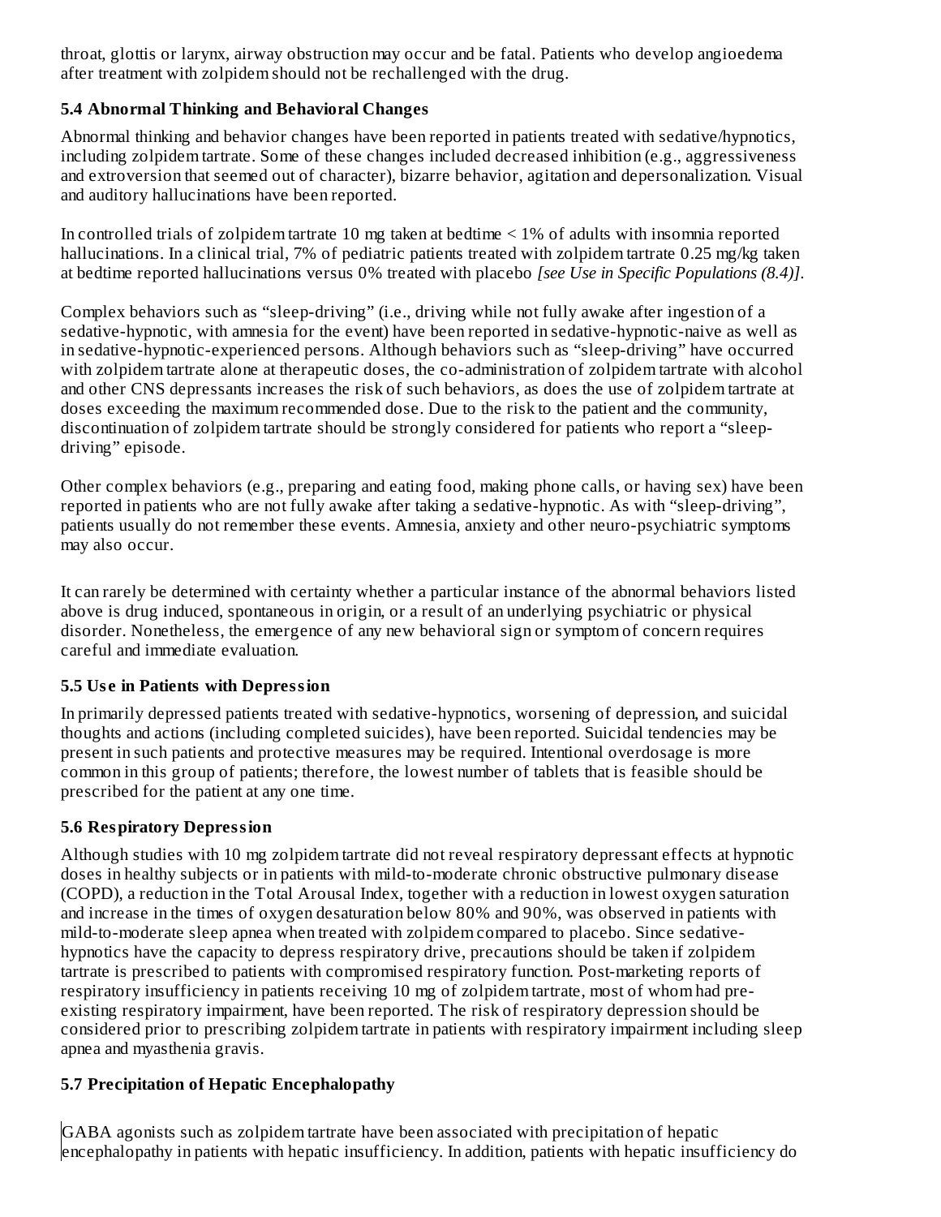throat, glottis or larynx, airway obstruction may occur and be fatal. Patients who develop angioedema after treatment with zolpidem should not be rechallenged with the drug.

### 5.4 Abnormal Thinking and Behavioral Changes

Abnormal thinking and behavior changes have been reported in patients treated with sedative/hypnotics, including zolpidem tartrate. Some of these changes included decreased inhibition (e.g., aggressiveness and extroversion that seemed out of character), bizarre behavior, agitation and depersonalization. Visual and auditory hallucinations have been reported.

In controlled trials of zolpidem tartrate 10 mg taken at bedtime < 1% of adults with insomnia reported hallucinations. In a clinical trial, 7% of pediatric patients treated with zolpidem tartrate 0.25 mg/kg taken at bedtime reported hallucinations versus 0% treated with placebo *[see Use in Specific Populations (8.4)]*.

Complex behaviors such as "sleep-driving" (i.e., driving while not fully awake after ingestion of a sedative-hypnotic, with amnesia for the event) have been reported in sedative-hypnotic-naive as well as in sedative-hypnotic-experienced persons. Although behaviors such as "sleep-driving" have occurred with zolpidem tartrate alone at therapeutic doses, the co-administration of zolpidem tartrate with alcohol and other CNS depressants increases the risk of such behaviors, as does the use of zolpidem tartrate at doses exceeding the maximum recommended dose. Due to the risk to the patient and the community, discontinuation of zolpidem tartrate should be strongly considered for patients who report a "sleep-driving" episode.

Other complex behaviors (e.g., preparing and eating food, making phone calls, or having sex) have been reported in patients who are not fully awake after taking a sedative-hypnotic. As with "sleep-driving", patients usually do not remember these events. Amnesia, anxiety and other neuro-psychiatric symptoms may also occur.

It can rarely be determined with certainty whether a particular instance of the abnormal behaviors listed above is drug induced, spontaneous in origin, or a result of an underlying psychiatric or physical disorder. Nonetheless, the emergence of any new behavioral sign or symptom of concern requires careful and immediate evaluation.

### 5.5 Use in Patients with Depression

In primarily depressed patients treated with sedative-hypnotics, worsening of depression, and suicidal thoughts and actions (including completed suicides), have been reported. Suicidal tendencies may be present in such patients and protective measures may be required. Intentional overdosage is more common in this group of patients; therefore, the lowest number of tablets that is feasible should be prescribed for the patient at any one time.

### 5.6 Respiratory Depression

Although studies with 10 mg zolpidem tartrate did not reveal respiratory depressant effects at hypnotic doses in healthy subjects or in patients with mild-to-moderate chronic obstructive pulmonary disease (COPD), a reduction in the Total Arousal Index, together with a reduction in lowest oxygen saturation and increase in the times of oxygen desaturation below 80% and 90%, was observed in patients with mild-to-moderate sleep apnea when treated with zolpidem compared to placebo. Since sedative-hypnotics have the capacity to depress respiratory drive, precautions should be taken if zolpidem tartrate is prescribed to patients with compromised respiratory function. Post-marketing reports of respiratory insufficiency in patients receiving 10 mg of zolpidem tartrate, most of whom had pre-existing respiratory impairment, have been reported. The risk of respiratory depression should be considered prior to prescribing zolpidem tartrate in patients with respiratory impairment including sleep apnea and myasthenia gravis.

### 5.7 Precipitation of Hepatic Encephalopathy

GABA agonists such as zolpidem tartrate have been associated with precipitation of hepatic encephalopathy in patients with hepatic insufficiency. In addition, patients with hepatic insufficiency do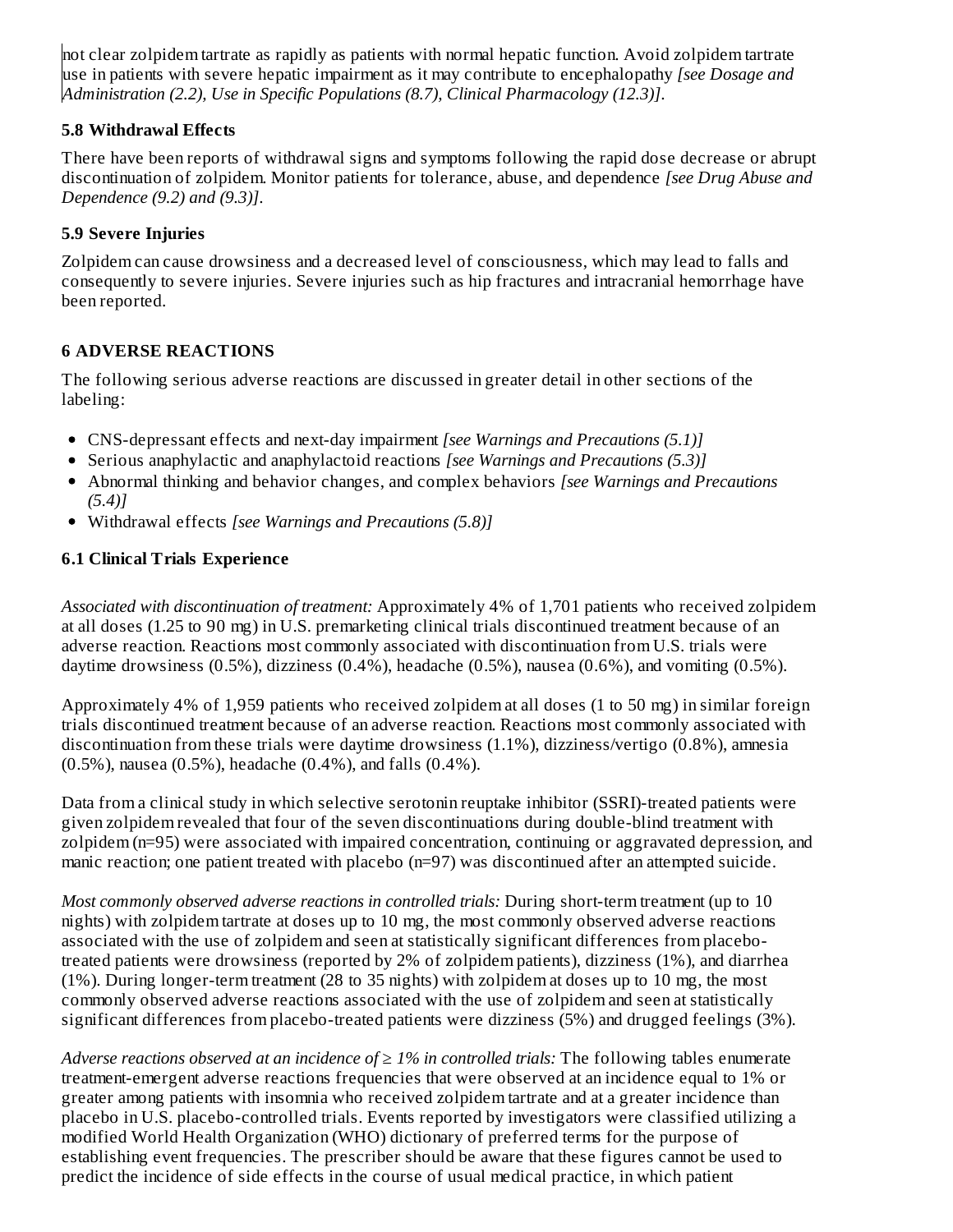not clear zolpidem tartrate as rapidly as patients with normal hepatic function. Avoid zolpidem tartrate use in patients with severe hepatic impairment as it may contribute to encephalopathy *[see Dosage and Administration (2.2), Use in Specific Populations (8.7), Clinical Pharmacology (12.3)]*.

### 5.8 Withdrawal Effects

There have been reports of withdrawal signs and symptoms following the rapid dose decrease or abrupt discontinuation of zolpidem. Monitor patients for tolerance, abuse, and dependence *[see Drug Abuse and Dependence (9.2) and (9.3)]*.

### 5.9 Severe Injuries

Zolpidem can cause drowsiness and a decreased level of consciousness, which may lead to falls and consequently to severe injuries. Severe injuries such as hip fractures and intracranial hemorrhage have been reported.

## 6 ADVERSE REACTIONS

The following serious adverse reactions are discussed in greater detail in other sections of the labeling:

- CNS-depressant effects and next-day impairment *[see Warnings and Precautions (5.1)]*
- Serious anaphylactic and anaphylactoid reactions *[see Warnings and Precautions (5.3)]*
- Abnormal thinking and behavior changes, and complex behaviors *[see Warnings and Precautions (5.4)]*
- Withdrawal effects *[see Warnings and Precautions (5.8)]*

### 6.1 Clinical Trials Experience

*Associated with discontinuation of treatment:* Approximately 4% of 1,701 patients who received zolpidem at all doses (1.25 to 90 mg) in U.S. premarketing clinical trials discontinued treatment because of an adverse reaction. Reactions most commonly associated with discontinuation from U.S. trials were daytime drowsiness (0.5%), dizziness (0.4%), headache (0.5%), nausea (0.6%), and vomiting (0.5%).

Approximately 4% of 1,959 patients who received zolpidem at all doses (1 to 50 mg) in similar foreign trials discontinued treatment because of an adverse reaction. Reactions most commonly associated with discontinuation from these trials were daytime drowsiness (1.1%), dizziness/vertigo (0.8%), amnesia (0.5%), nausea (0.5%), headache (0.4%), and falls (0.4%).

Data from a clinical study in which selective serotonin reuptake inhibitor (SSRI)-treated patients were given zolpidem revealed that four of the seven discontinuations during double-blind treatment with zolpidem (n=95) were associated with impaired concentration, continuing or aggravated depression, and manic reaction; one patient treated with placebo (n=97) was discontinued after an attempted suicide.

*Most commonly observed adverse reactions in controlled trials:* During short-term treatment (up to 10 nights) with zolpidem tartrate at doses up to 10 mg, the most commonly observed adverse reactions associated with the use of zolpidem and seen at statistically significant differences from placebo-treated patients were drowsiness (reported by 2% of zolpidem patients), dizziness (1%), and diarrhea (1%). During longer-term treatment (28 to 35 nights) with zolpidem at doses up to 10 mg, the most commonly observed adverse reactions associated with the use of zolpidem and seen at statistically significant differences from placebo-treated patients were dizziness (5%) and drugged feelings (3%).

*Adverse reactions observed at an incidence of ≥ 1% in controlled trials:* The following tables enumerate treatment-emergent adverse reactions frequencies that were observed at an incidence equal to 1% or greater among patients with insomnia who received zolpidem tartrate and at a greater incidence than placebo in U.S. placebo-controlled trials. Events reported by investigators were classified utilizing a modified World Health Organization (WHO) dictionary of preferred terms for the purpose of establishing event frequencies. The prescriber should be aware that these figures cannot be used to predict the incidence of side effects in the course of usual medical practice, in which patient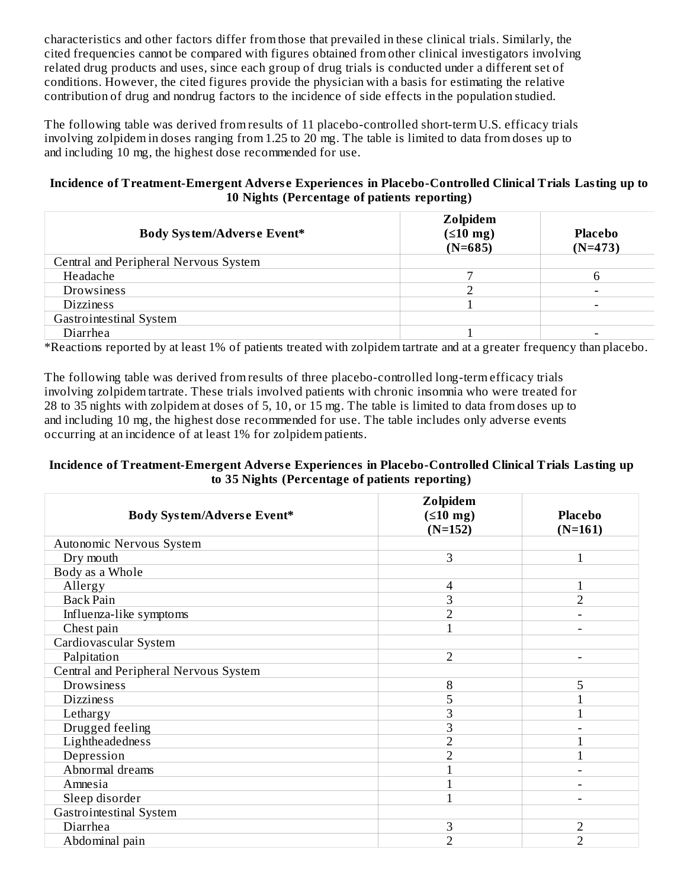characteristics and other factors differ from those that prevailed in these clinical trials. Similarly, the cited frequencies cannot be compared with figures obtained from other clinical investigators involving related drug products and uses, since each group of drug trials is conducted under a different set of conditions. However, the cited figures provide the physician with a basis for estimating the relative contribution of drug and nondrug factors to the incidence of side effects in the population studied.

The following table was derived from results of 11 placebo-controlled short-term U.S. efficacy trials involving zolpidem in doses ranging from 1.25 to 20 mg. The table is limited to data from doses up to and including 10 mg, the highest dose recommended for use.

**Incidence of Treatment-Emergent Adverse Experiences in Placebo-Controlled Clinical Trials Lasting up to 10 Nights (Percentage of patients reporting)**

| Body System/Adverse Event* | Zolpidem (≤10 mg) (N=685) | Placebo (N=473) |
|---|---|---|
| Central and Peripheral Nervous System | | |
| Headache | 7 | 6 |
| Drowsiness | 2 | - |
| Dizziness | 1 | - |
| Gastrointestinal System | | |
| Diarrhea | 1 | - |

*Reactions reported by at least 1% of patients treated with zolpidem tartrate and at a greater frequency than placebo.

The following table was derived from results of three placebo-controlled long-term efficacy trials involving zolpidem tartrate. These trials involved patients with chronic insomnia who were treated for 28 to 35 nights with zolpidem at doses of 5, 10, or 15 mg. The table is limited to data from doses up to and including 10 mg, the highest dose recommended for use. The table includes only adverse events occurring at an incidence of at least 1% for zolpidem patients.

**Incidence of Treatment-Emergent Adverse Experiences in Placebo-Controlled Clinical Trials Lasting up to 35 Nights (Percentage of patients reporting)**

| Body System/Adverse Event* | Zolpidem (≤10 mg) (N=152) | Placebo (N=161) |
|---|---|---|
| Autonomic Nervous System | | |
| Dry mouth | 3 | 1 |
| Body as a Whole | | |
| Allergy | 4 | 1 |
| Back Pain | 3 | 2 |
| Influenza-like symptoms | 2 | - |
| Chest pain | 1 | - |
| Cardiovascular System | | |
| Palpitation | 2 | - |
| Central and Peripheral Nervous System | | |
| Drowsiness | 8 | 5 |
| Dizziness | 5 | 1 |
| Lethargy | 3 | 1 |
| Drugged feeling | 3 | - |
| Lightheadedness | 2 | 1 |
| Depression | 2 | 1 |
| Abnormal dreams | 1 | - |
| Amnesia | 1 | - |
| Sleep disorder | 1 | - |
| Gastrointestinal System | | |
| Diarrhea | 3 | 2 |
| Abdominal pain | 2 | 2 |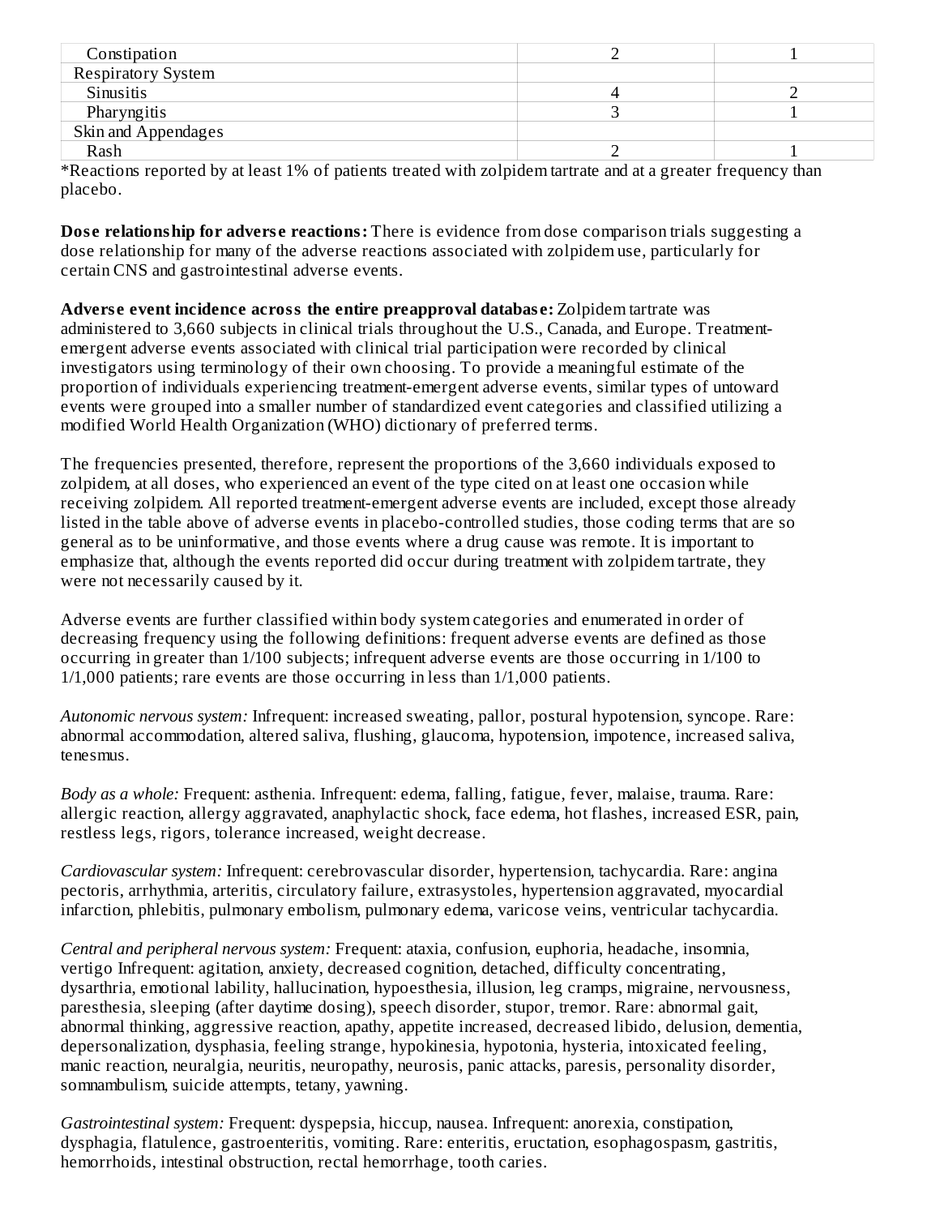| | | |
|---|---|---|
| Constipation | 2 | 1 |
| Respiratory System | | |
| Sinusitis | 4 | 2 |
| Pharyngitis | 3 | 1 |
| Skin and Appendages | | |
| Rash | 2 | 1 |

*Reactions reported by at least 1% of patients treated with zolpidem tartrate and at a greater frequency than placebo.

**Dose relationship for adverse reactions:** There is evidence from dose comparison trials suggesting a dose relationship for many of the adverse reactions associated with zolpidem use, particularly for certain CNS and gastrointestinal adverse events.

**Adverse event incidence across the entire preapproval database:** Zolpidem tartrate was administered to 3,660 subjects in clinical trials throughout the U.S., Canada, and Europe. Treatment-emergent adverse events associated with clinical trial participation were recorded by clinical investigators using terminology of their own choosing. To provide a meaningful estimate of the proportion of individuals experiencing treatment-emergent adverse events, similar types of untoward events were grouped into a smaller number of standardized event categories and classified utilizing a modified World Health Organization (WHO) dictionary of preferred terms.

The frequencies presented, therefore, represent the proportions of the 3,660 individuals exposed to zolpidem, at all doses, who experienced an event of the type cited on at least one occasion while receiving zolpidem. All reported treatment-emergent adverse events are included, except those already listed in the table above of adverse events in placebo-controlled studies, those coding terms that are so general as to be uninformative, and those events where a drug cause was remote. It is important to emphasize that, although the events reported did occur during treatment with zolpidem tartrate, they were not necessarily caused by it.

Adverse events are further classified within body system categories and enumerated in order of decreasing frequency using the following definitions: frequent adverse events are defined as those occurring in greater than 1/100 subjects; infrequent adverse events are those occurring in 1/100 to 1/1,000 patients; rare events are those occurring in less than 1/1,000 patients.

*Autonomic nervous system:* Infrequent: increased sweating, pallor, postural hypotension, syncope. Rare: abnormal accommodation, altered saliva, flushing, glaucoma, hypotension, impotence, increased saliva, tenesmus.

*Body as a whole:* Frequent: asthenia. Infrequent: edema, falling, fatigue, fever, malaise, trauma. Rare: allergic reaction, allergy aggravated, anaphylactic shock, face edema, hot flashes, increased ESR, pain, restless legs, rigors, tolerance increased, weight decrease.

*Cardiovascular system:* Infrequent: cerebrovascular disorder, hypertension, tachycardia. Rare: angina pectoris, arrhythmia, arteritis, circulatory failure, extrasystoles, hypertension aggravated, myocardial infarction, phlebitis, pulmonary embolism, pulmonary edema, varicose veins, ventricular tachycardia.

*Central and peripheral nervous system:* Frequent: ataxia, confusion, euphoria, headache, insomnia, vertigo Infrequent: agitation, anxiety, decreased cognition, detached, difficulty concentrating, dysarthria, emotional lability, hallucination, hypoesthesia, illusion, leg cramps, migraine, nervousness, paresthesia, sleeping (after daytime dosing), speech disorder, stupor, tremor. Rare: abnormal gait, abnormal thinking, aggressive reaction, apathy, appetite increased, decreased libido, delusion, dementia, depersonalization, dysphasia, feeling strange, hypokinesia, hypotonia, hysteria, intoxicated feeling, manic reaction, neuralgia, neuritis, neuropathy, neurosis, panic attacks, paresis, personality disorder, somnambulism, suicide attempts, tetany, yawning.

*Gastrointestinal system:* Frequent: dyspepsia, hiccup, nausea. Infrequent: anorexia, constipation, dysphagia, flatulence, gastroenteritis, vomiting. Rare: enteritis, eructation, esophagospasm, gastritis, hemorrhoids, intestinal obstruction, rectal hemorrhage, tooth caries.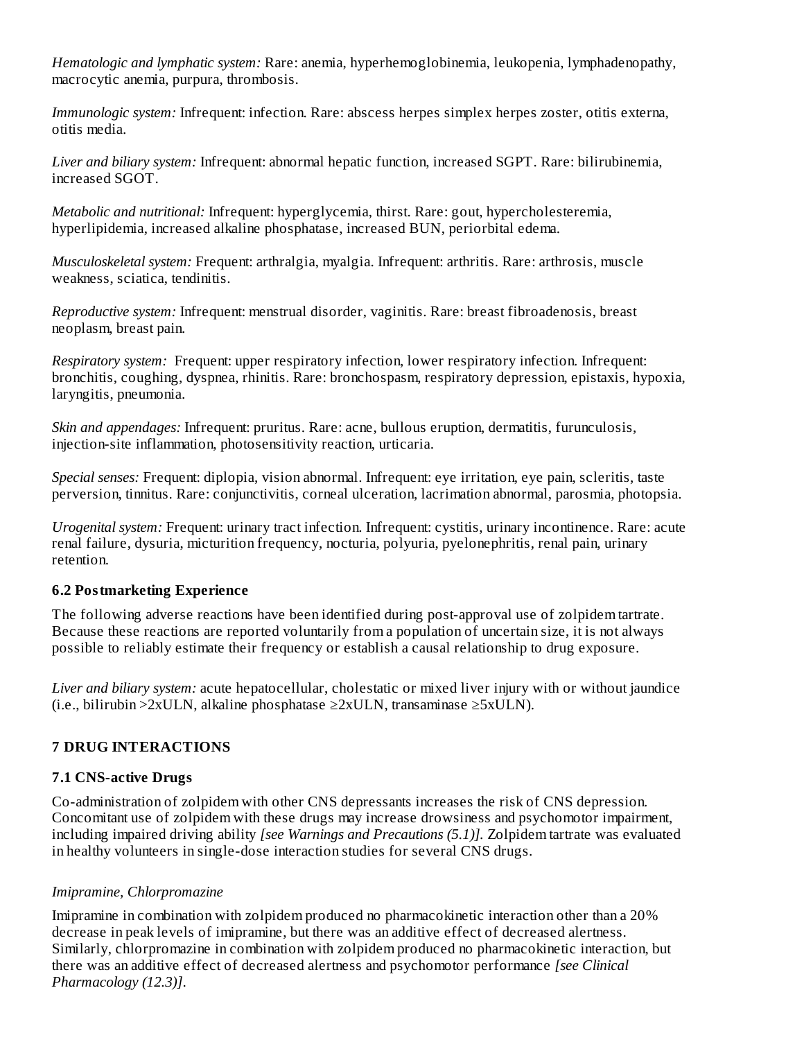*Hematologic and lymphatic system:* Rare: anemia, hyperhemoglobinemia, leukopenia, lymphadenopathy, macrocytic anemia, purpura, thrombosis.

*Immunologic system:* Infrequent: infection. Rare: abscess herpes simplex herpes zoster, otitis externa, otitis media.

*Liver and biliary system:* Infrequent: abnormal hepatic function, increased SGPT. Rare: bilirubinemia, increased SGOT.

*Metabolic and nutritional:* Infrequent: hyperglycemia, thirst. Rare: gout, hypercholesteremia, hyperlipidemia, increased alkaline phosphatase, increased BUN, periorbital edema.

*Musculoskeletal system:* Frequent: arthralgia, myalgia. Infrequent: arthritis. Rare: arthrosis, muscle weakness, sciatica, tendinitis.

*Reproductive system:* Infrequent: menstrual disorder, vaginitis. Rare: breast fibroadenosis, breast neoplasm, breast pain.

*Respiratory system:* Frequent: upper respiratory infection, lower respiratory infection. Infrequent: bronchitis, coughing, dyspnea, rhinitis. Rare: bronchospasm, respiratory depression, epistaxis, hypoxia, laryngitis, pneumonia.

*Skin and appendages:* Infrequent: pruritus. Rare: acne, bullous eruption, dermatitis, furunculosis, injection-site inflammation, photosensitivity reaction, urticaria.

*Special senses:* Frequent: diplopia, vision abnormal. Infrequent: eye irritation, eye pain, scleritis, taste perversion, tinnitus. Rare: conjunctivitis, corneal ulceration, lacrimation abnormal, parosmia, photopsia.

*Urogenital system:* Frequent: urinary tract infection. Infrequent: cystitis, urinary incontinence. Rare: acute renal failure, dysuria, micturition frequency, nocturia, polyuria, pyelonephritis, renal pain, urinary retention.

### 6.2 Postmarketing Experience

The following adverse reactions have been identified during post-approval use of zolpidem tartrate. Because these reactions are reported voluntarily from a population of uncertain size, it is not always possible to reliably estimate their frequency or establish a causal relationship to drug exposure.

*Liver and biliary system:* acute hepatocellular, cholestatic or mixed liver injury with or without jaundice (i.e., bilirubin >2xULN, alkaline phosphatase ≥2xULN, transaminase ≥5xULN).

## 7 DRUG INTERACTIONS

### 7.1 CNS-active Drugs

Co-administration of zolpidem with other CNS depressants increases the risk of CNS depression. Concomitant use of zolpidem with these drugs may increase drowsiness and psychomotor impairment, including impaired driving ability *[see Warnings and Precautions (5.1)]*. Zolpidem tartrate was evaluated in healthy volunteers in single-dose interaction studies for several CNS drugs.

*Imipramine, Chlorpromazine*

Imipramine in combination with zolpidem produced no pharmacokinetic interaction other than a 20% decrease in peak levels of imipramine, but there was an additive effect of decreased alertness. Similarly, chlorpromazine in combination with zolpidem produced no pharmacokinetic interaction, but there was an additive effect of decreased alertness and psychomotor performance *[see Clinical Pharmacology (12.3)]*.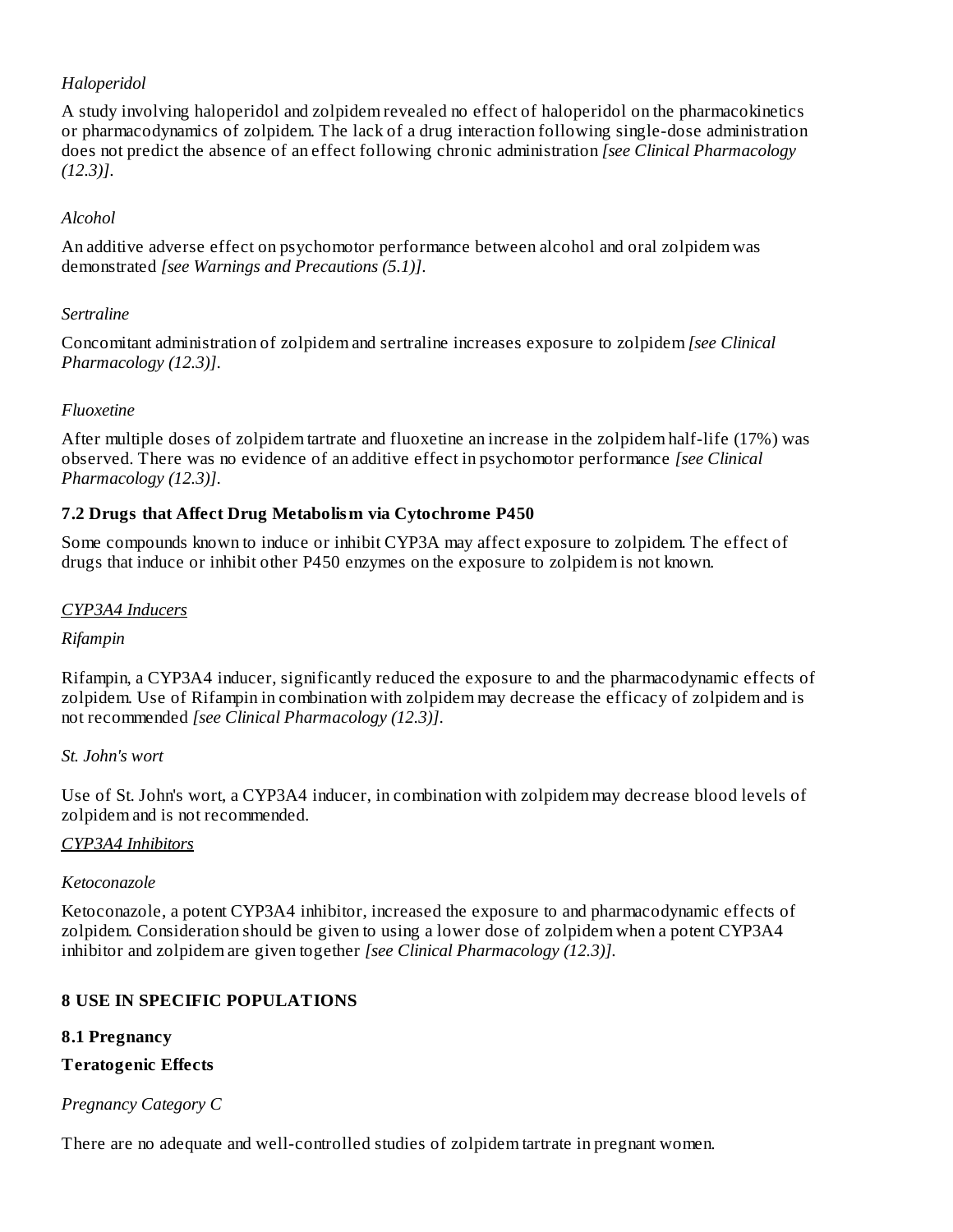*Haloperidol*

A study involving haloperidol and zolpidem revealed no effect of haloperidol on the pharmacokinetics or pharmacodynamics of zolpidem. The lack of a drug interaction following single-dose administration does not predict the absence of an effect following chronic administration *[see Clinical Pharmacology (12.3)]*.

*Alcohol*

An additive adverse effect on psychomotor performance between alcohol and oral zolpidem was demonstrated *[see Warnings and Precautions (5.1)]*.

*Sertraline*

Concomitant administration of zolpidem and sertraline increases exposure to zolpidem *[see Clinical Pharmacology (12.3)]*.

*Fluoxetine*

After multiple doses of zolpidem tartrate and fluoxetine an increase in the zolpidem half-life (17%) was observed. There was no evidence of an additive effect in psychomotor performance *[see Clinical Pharmacology (12.3)]*.

### 7.2 Drugs that Affect Drug Metabolism via Cytochrome P450

Some compounds known to induce or inhibit CYP3A may affect exposure to zolpidem. The effect of drugs that induce or inhibit other P450 enzymes on the exposure to zolpidem is not known.

<u>*CYP3A4 Inducers*</u>

*Rifampin*

Rifampin, a CYP3A4 inducer, significantly reduced the exposure to and the pharmacodynamic effects of zolpidem. Use of Rifampin in combination with zolpidem may decrease the efficacy of zolpidem and is not recommended *[see Clinical Pharmacology (12.3)]*.

*St. John's wort*

Use of St. John's wort, a CYP3A4 inducer, in combination with zolpidem may decrease blood levels of zolpidem and is not recommended.

<u>*CYP3A4 Inhibitors*</u>

*Ketoconazole*

Ketoconazole, a potent CYP3A4 inhibitor, increased the exposure to and pharmacodynamic effects of zolpidem. Consideration should be given to using a lower dose of zolpidem when a potent CYP3A4 inhibitor and zolpidem are given together *[see Clinical Pharmacology (12.3)]*.

## 8 USE IN SPECIFIC POPULATIONS

### 8.1 Pregnancy

**Teratogenic Effects**

*Pregnancy Category C*

There are no adequate and well-controlled studies of zolpidem tartrate in pregnant women.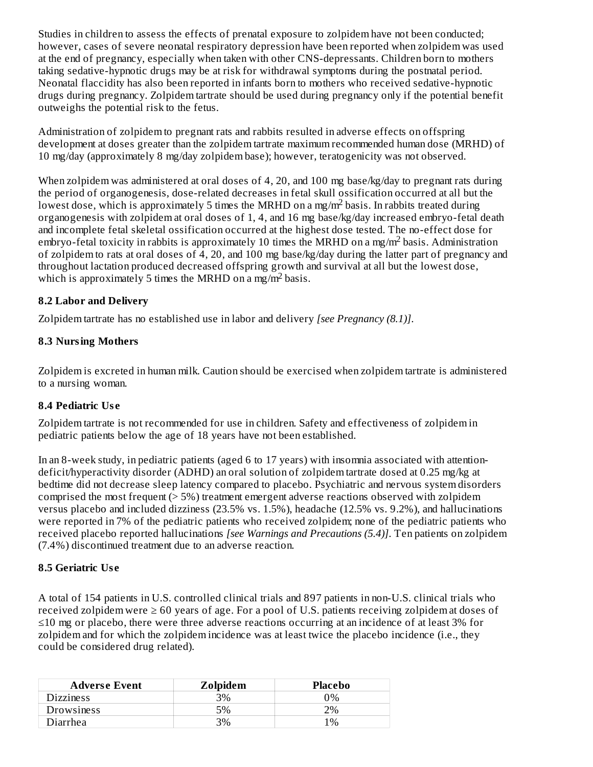Studies in children to assess the effects of prenatal exposure to zolpidem have not been conducted; however, cases of severe neonatal respiratory depression have been reported when zolpidem was used at the end of pregnancy, especially when taken with other CNS-depressants. Children born to mothers taking sedative-hypnotic drugs may be at risk for withdrawal symptoms during the postnatal period. Neonatal flaccidity has also been reported in infants born to mothers who received sedative-hypnotic drugs during pregnancy. Zolpidem tartrate should be used during pregnancy only if the potential benefit outweighs the potential risk to the fetus.

Administration of zolpidem to pregnant rats and rabbits resulted in adverse effects on offspring development at doses greater than the zolpidem tartrate maximum recommended human dose (MRHD) of 10 mg/day (approximately 8 mg/day zolpidem base); however, teratogenicity was not observed.

When zolpidem was administered at oral doses of 4, 20, and 100 mg base/kg/day to pregnant rats during the period of organogenesis, dose-related decreases in fetal skull ossification occurred at all but the lowest dose, which is approximately 5 times the MRHD on a mg/m$^2$ basis. In rabbits treated during organogenesis with zolpidem at oral doses of 1, 4, and 16 mg base/kg/day increased embryo-fetal death and incomplete fetal skeletal ossification occurred at the highest dose tested. The no-effect dose for embryo-fetal toxicity in rabbits is approximately 10 times the MRHD on a mg/m$^2$ basis. Administration of zolpidem to rats at oral doses of 4, 20, and 100 mg base/kg/day during the latter part of pregnancy and throughout lactation produced decreased offspring growth and survival at all but the lowest dose, which is approximately 5 times the MRHD on a mg/m$^2$ basis.

### 8.2 Labor and Delivery

Zolpidem tartrate has no established use in labor and delivery *[see Pregnancy (8.1)]*.

### 8.3 Nursing Mothers

Zolpidem is excreted in human milk. Caution should be exercised when zolpidem tartrate is administered to a nursing woman.

### 8.4 Pediatric Use

Zolpidem tartrate is not recommended for use in children. Safety and effectiveness of zolpidem in pediatric patients below the age of 18 years have not been established.

In an 8-week study, in pediatric patients (aged 6 to 17 years) with insomnia associated with attention-deficit/hyperactivity disorder (ADHD) an oral solution of zolpidem tartrate dosed at 0.25 mg/kg at bedtime did not decrease sleep latency compared to placebo. Psychiatric and nervous system disorders comprised the most frequent (> 5%) treatment emergent adverse reactions observed with zolpidem versus placebo and included dizziness (23.5% vs. 1.5%), headache (12.5% vs. 9.2%), and hallucinations were reported in 7% of the pediatric patients who received zolpidem; none of the pediatric patients who received placebo reported hallucinations *[see Warnings and Precautions (5.4)]*. Ten patients on zolpidem (7.4%) discontinued treatment due to an adverse reaction.

### 8.5 Geriatric Use

A total of 154 patients in U.S. controlled clinical trials and 897 patients in non-U.S. clinical trials who received zolpidem were ≥ 60 years of age. For a pool of U.S. patients receiving zolpidem at doses of ≤10 mg or placebo, there were three adverse reactions occurring at an incidence of at least 3% for zolpidem and for which the zolpidem incidence was at least twice the placebo incidence (i.e., they could be considered drug related).

| Adverse Event | Zolpidem | Placebo |
|---|---|---|
| Dizziness | 3% | 0% |
| Drowsiness | 5% | 2% |
| Diarrhea | 3% | 1% |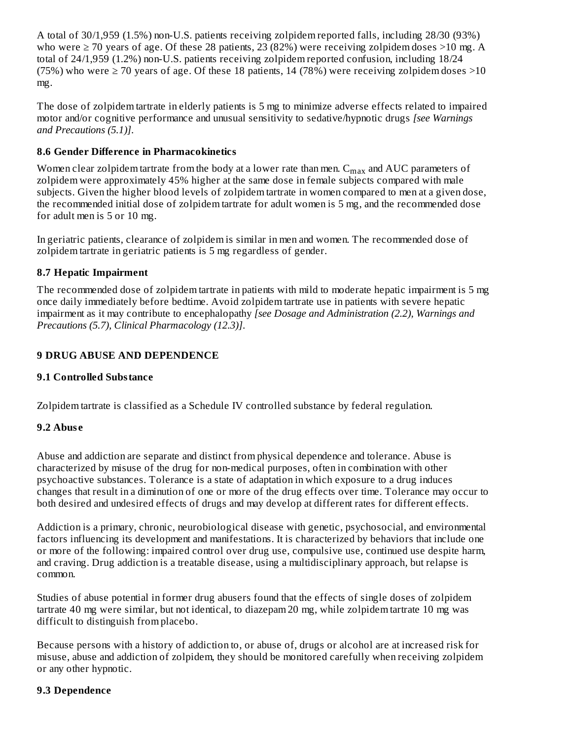A total of 30/1,959 (1.5%) non-U.S. patients receiving zolpidem reported falls, including 28/30 (93%) who were ≥ 70 years of age. Of these 28 patients, 23 (82%) were receiving zolpidem doses >10 mg. A total of 24/1,959 (1.2%) non-U.S. patients receiving zolpidem reported confusion, including 18/24 (75%) who were ≥ 70 years of age. Of these 18 patients, 14 (78%) were receiving zolpidem doses >10 mg.

The dose of zolpidem tartrate in elderly patients is 5 mg to minimize adverse effects related to impaired motor and/or cognitive performance and unusual sensitivity to sedative/hypnotic drugs *[see Warnings and Precautions (5.1)]*.

### 8.6 Gender Difference in Pharmacokinetics

Women clear zolpidem tartrate from the body at a lower rate than men. $C_{max}$ and AUC parameters of zolpidem were approximately 45% higher at the same dose in female subjects compared with male subjects. Given the higher blood levels of zolpidem tartrate in women compared to men at a given dose, the recommended initial dose of zolpidem tartrate for adult women is 5 mg, and the recommended dose for adult men is 5 or 10 mg.

In geriatric patients, clearance of zolpidem is similar in men and women. The recommended dose of zolpidem tartrate in geriatric patients is 5 mg regardless of gender.

### 8.7 Hepatic Impairment

The recommended dose of zolpidem tartrate in patients with mild to moderate hepatic impairment is 5 mg once daily immediately before bedtime. Avoid zolpidem tartrate use in patients with severe hepatic impairment as it may contribute to encephalopathy *[see Dosage and Administration (2.2), Warnings and Precautions (5.7), Clinical Pharmacology (12.3)]*.

## 9 DRUG ABUSE AND DEPENDENCE

### 9.1 Controlled Substance

Zolpidem tartrate is classified as a Schedule IV controlled substance by federal regulation.

### 9.2 Abuse

Abuse and addiction are separate and distinct from physical dependence and tolerance. Abuse is characterized by misuse of the drug for non-medical purposes, often in combination with other psychoactive substances. Tolerance is a state of adaptation in which exposure to a drug induces changes that result in a diminution of one or more of the drug effects over time. Tolerance may occur to both desired and undesired effects of drugs and may develop at different rates for different effects.

Addiction is a primary, chronic, neurobiological disease with genetic, psychosocial, and environmental factors influencing its development and manifestations. It is characterized by behaviors that include one or more of the following: impaired control over drug use, compulsive use, continued use despite harm, and craving. Drug addiction is a treatable disease, using a multidisciplinary approach, but relapse is common.

Studies of abuse potential in former drug abusers found that the effects of single doses of zolpidem tartrate 40 mg were similar, but not identical, to diazepam 20 mg, while zolpidem tartrate 10 mg was difficult to distinguish from placebo.

Because persons with a history of addiction to, or abuse of, drugs or alcohol are at increased risk for misuse, abuse and addiction of zolpidem, they should be monitored carefully when receiving zolpidem or any other hypnotic.

### 9.3 Dependence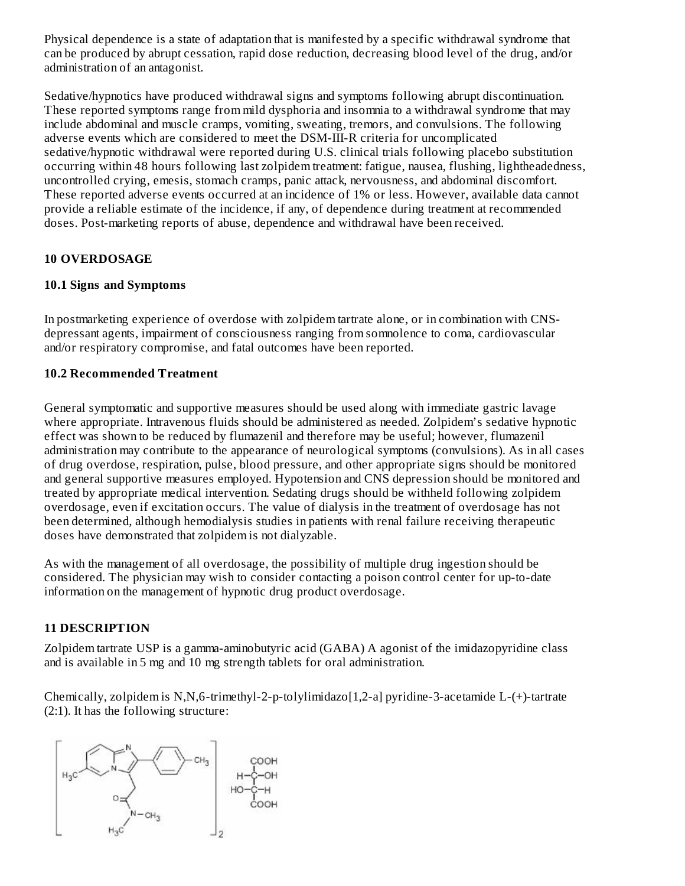Physical dependence is a state of adaptation that is manifested by a specific withdrawal syndrome that can be produced by abrupt cessation, rapid dose reduction, decreasing blood level of the drug, and/or administration of an antagonist.

Sedative/hypnotics have produced withdrawal signs and symptoms following abrupt discontinuation. These reported symptoms range from mild dysphoria and insomnia to a withdrawal syndrome that may include abdominal and muscle cramps, vomiting, sweating, tremors, and convulsions. The following adverse events which are considered to meet the DSM-III-R criteria for uncomplicated sedative/hypnotic withdrawal were reported during U.S. clinical trials following placebo substitution occurring within 48 hours following last zolpidem treatment: fatigue, nausea, flushing, lightheadedness, uncontrolled crying, emesis, stomach cramps, panic attack, nervousness, and abdominal discomfort. These reported adverse events occurred at an incidence of 1% or less. However, available data cannot provide a reliable estimate of the incidence, if any, of dependence during treatment at recommended doses. Post-marketing reports of abuse, dependence and withdrawal have been received.

## 10 OVERDOSAGE

### 10.1 Signs and Symptoms

In postmarketing experience of overdose with zolpidem tartrate alone, or in combination with CNS-depressant agents, impairment of consciousness ranging from somnolence to coma, cardiovascular and/or respiratory compromise, and fatal outcomes have been reported.

### 10.2 Recommended Treatment

General symptomatic and supportive measures should be used along with immediate gastric lavage where appropriate. Intravenous fluids should be administered as needed. Zolpidem's sedative hypnotic effect was shown to be reduced by flumazenil and therefore may be useful; however, flumazenil administration may contribute to the appearance of neurological symptoms (convulsions). As in all cases of drug overdose, respiration, pulse, blood pressure, and other appropriate signs should be monitored and general supportive measures employed. Hypotension and CNS depression should be monitored and treated by appropriate medical intervention. Sedating drugs should be withheld following zolpidem overdosage, even if excitation occurs. The value of dialysis in the treatment of overdosage has not been determined, although hemodialysis studies in patients with renal failure receiving therapeutic doses have demonstrated that zolpidem is not dialyzable.

As with the management of all overdosage, the possibility of multiple drug ingestion should be considered. The physician may wish to consider contacting a poison control center for up-to-date information on the management of hypnotic drug product overdosage.

## 11 DESCRIPTION

Zolpidem tartrate USP is a gamma-aminobutyric acid (GABA) A agonist of the imidazopyridine class and is available in 5 mg and 10 mg strength tablets for oral administration.

Chemically, zolpidem is N,N,6-trimethyl-2-p-tolylimidazo[1,2-a] pyridine-3-acetamide L-(+)-tartrate (2:1). It has the following structure: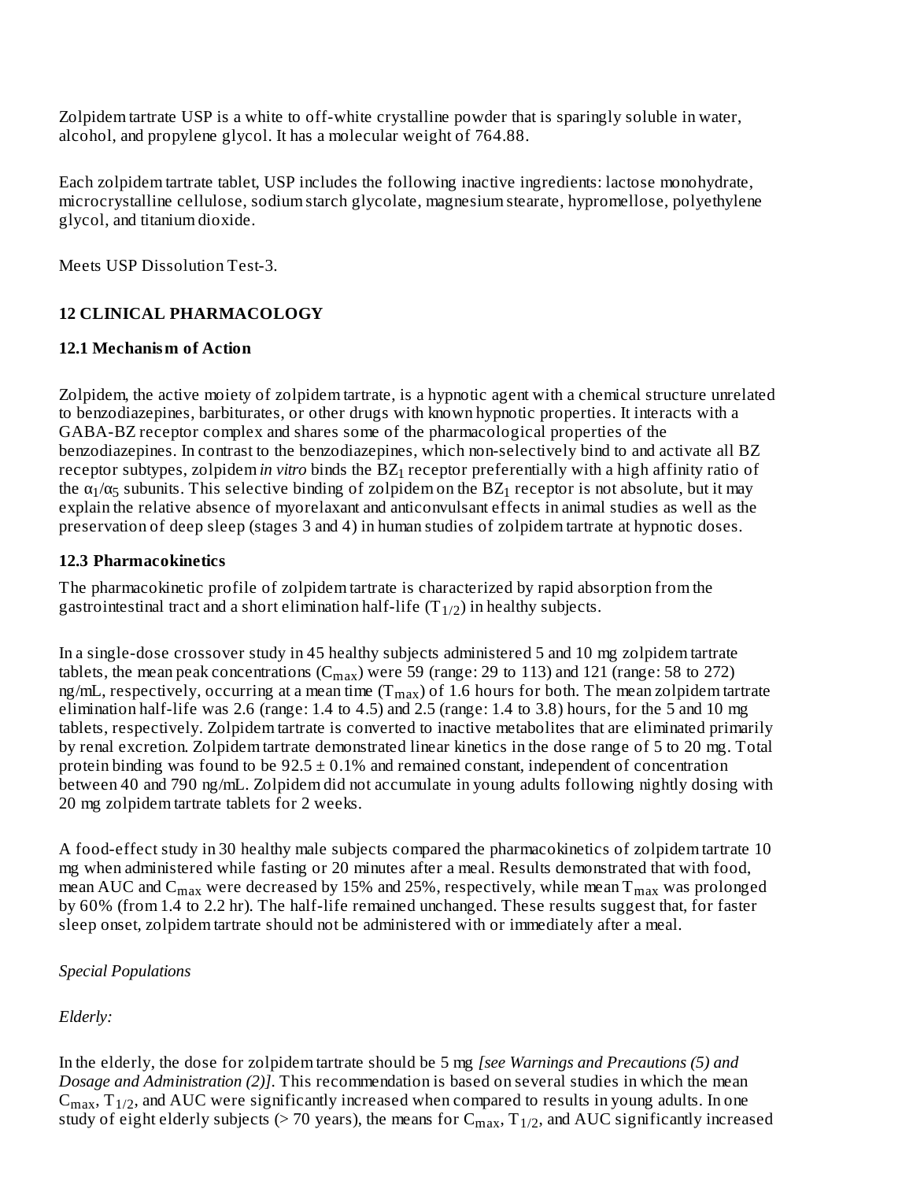Zolpidem tartrate USP is a white to off-white crystalline powder that is sparingly soluble in water, alcohol, and propylene glycol. It has a molecular weight of 764.88.

Each zolpidem tartrate tablet, USP includes the following inactive ingredients: lactose monohydrate, microcrystalline cellulose, sodium starch glycolate, magnesium stearate, hypromellose, polyethylene glycol, and titanium dioxide.

Meets USP Dissolution Test-3.

## 12 CLINICAL PHARMACOLOGY

### 12.1 Mechanism of Action

Zolpidem, the active moiety of zolpidem tartrate, is a hypnotic agent with a chemical structure unrelated to benzodiazepines, barbiturates, or other drugs with known hypnotic properties. It interacts with a GABA-BZ receptor complex and shares some of the pharmacological properties of the benzodiazepines. In contrast to the benzodiazepines, which non-selectively bind to and activate all BZ receptor subtypes, zolpidem *in vitro* binds the $BZ_1$ receptor preferentially with a high affinity ratio of the $\alpha_1/\alpha_5$ subunits. This selective binding of zolpidem on the $BZ_1$ receptor is not absolute, but it may explain the relative absence of myorelaxant and anticonvulsant effects in animal studies as well as the preservation of deep sleep (stages 3 and 4) in human studies of zolpidem tartrate at hypnotic doses.

### 12.3 Pharmacokinetics

The pharmacokinetic profile of zolpidem tartrate is characterized by rapid absorption from the gastrointestinal tract and a short elimination half-life ($T_{1/2}$) in healthy subjects.

In a single-dose crossover study in 45 healthy subjects administered 5 and 10 mg zolpidem tartrate tablets, the mean peak concentrations ($C_{max}$) were 59 (range: 29 to 113) and 121 (range: 58 to 272) ng/mL, respectively, occurring at a mean time ($T_{max}$) of 1.6 hours for both. The mean zolpidem tartrate elimination half-life was 2.6 (range: 1.4 to 4.5) and 2.5 (range: 1.4 to 3.8) hours, for the 5 and 10 mg tablets, respectively. Zolpidem tartrate is converted to inactive metabolites that are eliminated primarily by renal excretion. Zolpidem tartrate demonstrated linear kinetics in the dose range of 5 to 20 mg. Total protein binding was found to be $92.5 \pm 0.1\%$ and remained constant, independent of concentration between 40 and 790 ng/mL. Zolpidem did not accumulate in young adults following nightly dosing with 20 mg zolpidem tartrate tablets for 2 weeks.

A food-effect study in 30 healthy male subjects compared the pharmacokinetics of zolpidem tartrate 10 mg when administered while fasting or 20 minutes after a meal. Results demonstrated that with food, mean AUC and $C_{max}$ were decreased by 15% and 25%, respectively, while mean $T_{max}$ was prolonged by 60% (from 1.4 to 2.2 hr). The half-life remained unchanged. These results suggest that, for faster sleep onset, zolpidem tartrate should not be administered with or immediately after a meal.

*Special Populations*

*Elderly:*

In the elderly, the dose for zolpidem tartrate should be 5 mg *[see Warnings and Precautions (5) and Dosage and Administration (2)]*. This recommendation is based on several studies in which the mean $C_{max}$, $T_{1/2}$, and AUC were significantly increased when compared to results in young adults. In one study of eight elderly subjects (> 70 years), the means for $C_{max}$, $T_{1/2}$, and AUC significantly increased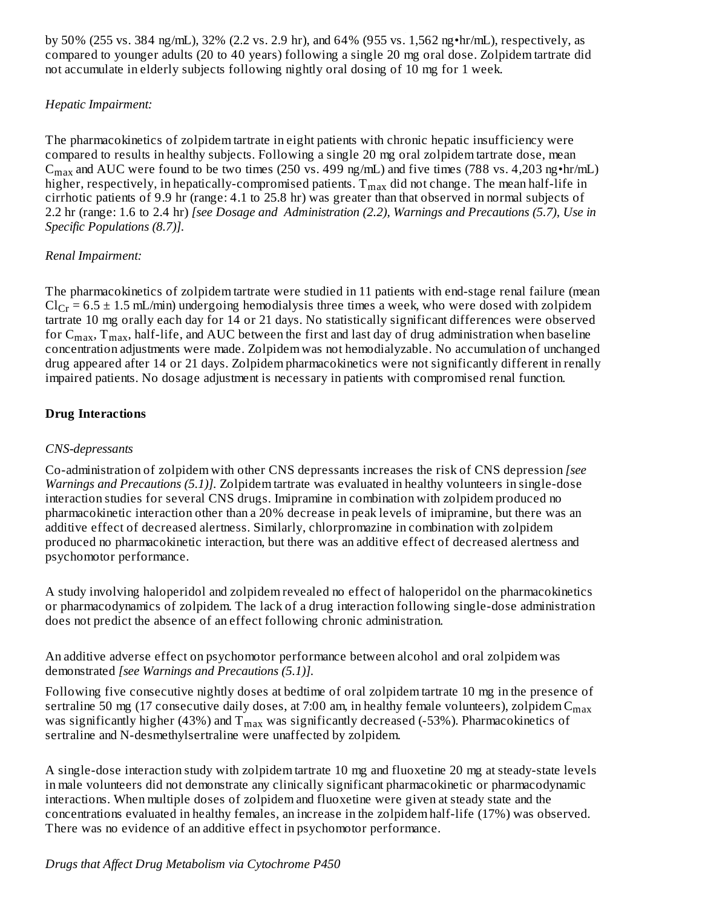by 50% (255 vs. 384 ng/mL), 32% (2.2 vs. 2.9 hr), and 64% (955 vs. 1,562 ng•hr/mL), respectively, as compared to younger adults (20 to 40 years) following a single 20 mg oral dose. Zolpidem tartrate did not accumulate in elderly subjects following nightly oral dosing of 10 mg for 1 week.

*Hepatic Impairment:*

The pharmacokinetics of zolpidem tartrate in eight patients with chronic hepatic insufficiency were compared to results in healthy subjects. Following a single 20 mg oral zolpidem tartrate dose, mean $C_{max}$ and AUC were found to be two times (250 vs. 499 ng/mL) and five times (788 vs. 4,203 ng•hr/mL) higher, respectively, in hepatically-compromised patients. $T_{max}$ did not change. The mean half-life in cirrhotic patients of 9.9 hr (range: 4.1 to 25.8 hr) was greater than that observed in normal subjects of 2.2 hr (range: 1.6 to 2.4 hr) *[see Dosage and Administration (2.2), Warnings and Precautions (5.7), Use in Specific Populations (8.7)].*

*Renal Impairment:*

The pharmacokinetics of zolpidem tartrate were studied in 11 patients with end-stage renal failure (mean $Cl_{Cr}$ = 6.5 ± 1.5 mL/min) undergoing hemodialysis three times a week, who were dosed with zolpidem tartrate 10 mg orally each day for 14 or 21 days. No statistically significant differences were observed for $C_{max}$, $T_{max}$, half-life, and AUC between the first and last day of drug administration when baseline concentration adjustments were made. Zolpidem was not hemodialyzable. No accumulation of unchanged drug appeared after 14 or 21 days. Zolpidem pharmacokinetics were not significantly different in renally impaired patients. No dosage adjustment is necessary in patients with compromised renal function.

**Drug Interactions**

*CNS-depressants*

Co-administration of zolpidem with other CNS depressants increases the risk of CNS depression *[see Warnings and Precautions (5.1)].* Zolpidem tartrate was evaluated in healthy volunteers in single-dose interaction studies for several CNS drugs. Imipramine in combination with zolpidem produced no pharmacokinetic interaction other than a 20% decrease in peak levels of imipramine, but there was an additive effect of decreased alertness. Similarly, chlorpromazine in combination with zolpidem produced no pharmacokinetic interaction, but there was an additive effect of decreased alertness and psychomotor performance.

A study involving haloperidol and zolpidem revealed no effect of haloperidol on the pharmacokinetics or pharmacodynamics of zolpidem. The lack of a drug interaction following single-dose administration does not predict the absence of an effect following chronic administration.

An additive adverse effect on psychomotor performance between alcohol and oral zolpidem was demonstrated *[see Warnings and Precautions (5.1)].*

Following five consecutive nightly doses at bedtime of oral zolpidem tartrate 10 mg in the presence of sertraline 50 mg (17 consecutive daily doses, at 7:00 am, in healthy female volunteers), zolpidem $C_{max}$ was significantly higher (43%) and $T_{max}$ was significantly decreased (-53%). Pharmacokinetics of sertraline and N-desmethylsertraline were unaffected by zolpidem.

A single-dose interaction study with zolpidem tartrate 10 mg and fluoxetine 20 mg at steady-state levels in male volunteers did not demonstrate any clinically significant pharmacokinetic or pharmacodynamic interactions. When multiple doses of zolpidem and fluoxetine were given at steady state and the concentrations evaluated in healthy females, an increase in the zolpidem half-life (17%) was observed. There was no evidence of an additive effect in psychomotor performance.

*Drugs that Affect Drug Metabolism via Cytochrome P450*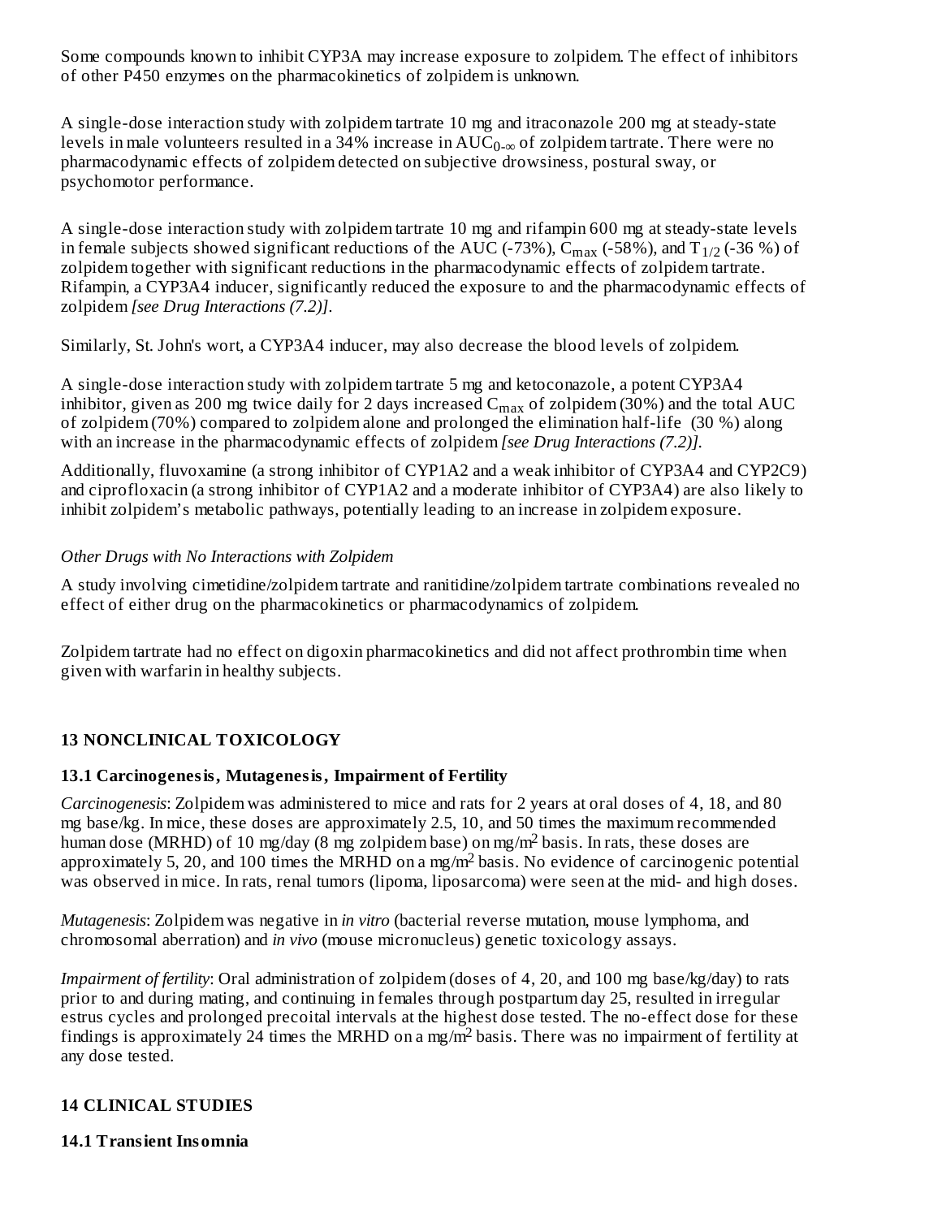Some compounds known to inhibit CYP3A may increase exposure to zolpidem. The effect of inhibitors of other P450 enzymes on the pharmacokinetics of zolpidem is unknown.

A single-dose interaction study with zolpidem tartrate 10 mg and itraconazole 200 mg at steady-state levels in male volunteers resulted in a 34% increase in $AUC_{0-\infty}$ of zolpidem tartrate. There were no pharmacodynamic effects of zolpidem detected on subjective drowsiness, postural sway, or psychomotor performance.

A single-dose interaction study with zolpidem tartrate 10 mg and rifampin 600 mg at steady-state levels in female subjects showed significant reductions of the AUC (-73%), $C_{max}$ (-58%), and $T_{1/2}$ (-36 %) of zolpidem together with significant reductions in the pharmacodynamic effects of zolpidem tartrate. Rifampin, a CYP3A4 inducer, significantly reduced the exposure to and the pharmacodynamic effects of zolpidem *[see Drug Interactions (7.2)]*.

Similarly, St. John's wort, a CYP3A4 inducer, may also decrease the blood levels of zolpidem.

A single-dose interaction study with zolpidem tartrate 5 mg and ketoconazole, a potent CYP3A4 inhibitor, given as 200 mg twice daily for 2 days increased $C_{max}$ of zolpidem (30%) and the total AUC of zolpidem (70%) compared to zolpidem alone and prolonged the elimination half-life (30 %) along with an increase in the pharmacodynamic effects of zolpidem *[see Drug Interactions (7.2)]*.

Additionally, fluvoxamine (a strong inhibitor of CYP1A2 and a weak inhibitor of CYP3A4 and CYP2C9) and ciprofloxacin (a strong inhibitor of CYP1A2 and a moderate inhibitor of CYP3A4) are also likely to inhibit zolpidem's metabolic pathways, potentially leading to an increase in zolpidem exposure.

*Other Drugs with No Interactions with Zolpidem*

A study involving cimetidine/zolpidem tartrate and ranitidine/zolpidem tartrate combinations revealed no effect of either drug on the pharmacokinetics or pharmacodynamics of zolpidem.

Zolpidem tartrate had no effect on digoxin pharmacokinetics and did not affect prothrombin time when given with warfarin in healthy subjects.

## 13 NONCLINICAL TOXICOLOGY

### 13.1 Carcinogenesis, Mutagenesis, Impairment of Fertility

*Carcinogenesis*: Zolpidem was administered to mice and rats for 2 years at oral doses of 4, 18, and 80 mg base/kg. In mice, these doses are approximately 2.5, 10, and 50 times the maximum recommended human dose (MRHD) of 10 mg/day (8 mg zolpidem base) on mg/m$^2$ basis. In rats, these doses are approximately 5, 20, and 100 times the MRHD on a mg/m$^2$ basis. No evidence of carcinogenic potential was observed in mice. In rats, renal tumors (lipoma, liposarcoma) were seen at the mid- and high doses.

*Mutagenesis*: Zolpidem was negative in *in vitro* (bacterial reverse mutation, mouse lymphoma, and chromosomal aberration) and *in vivo* (mouse micronucleus) genetic toxicology assays.

*Impairment of fertility*: Oral administration of zolpidem (doses of 4, 20, and 100 mg base/kg/day) to rats prior to and during mating, and continuing in females through postpartum day 25, resulted in irregular estrus cycles and prolonged precoital intervals at the highest dose tested. The no-effect dose for these findings is approximately 24 times the MRHD on a mg/m$^2$ basis. There was no impairment of fertility at any dose tested.

## 14 CLINICAL STUDIES

### 14.1 Transient Insomnia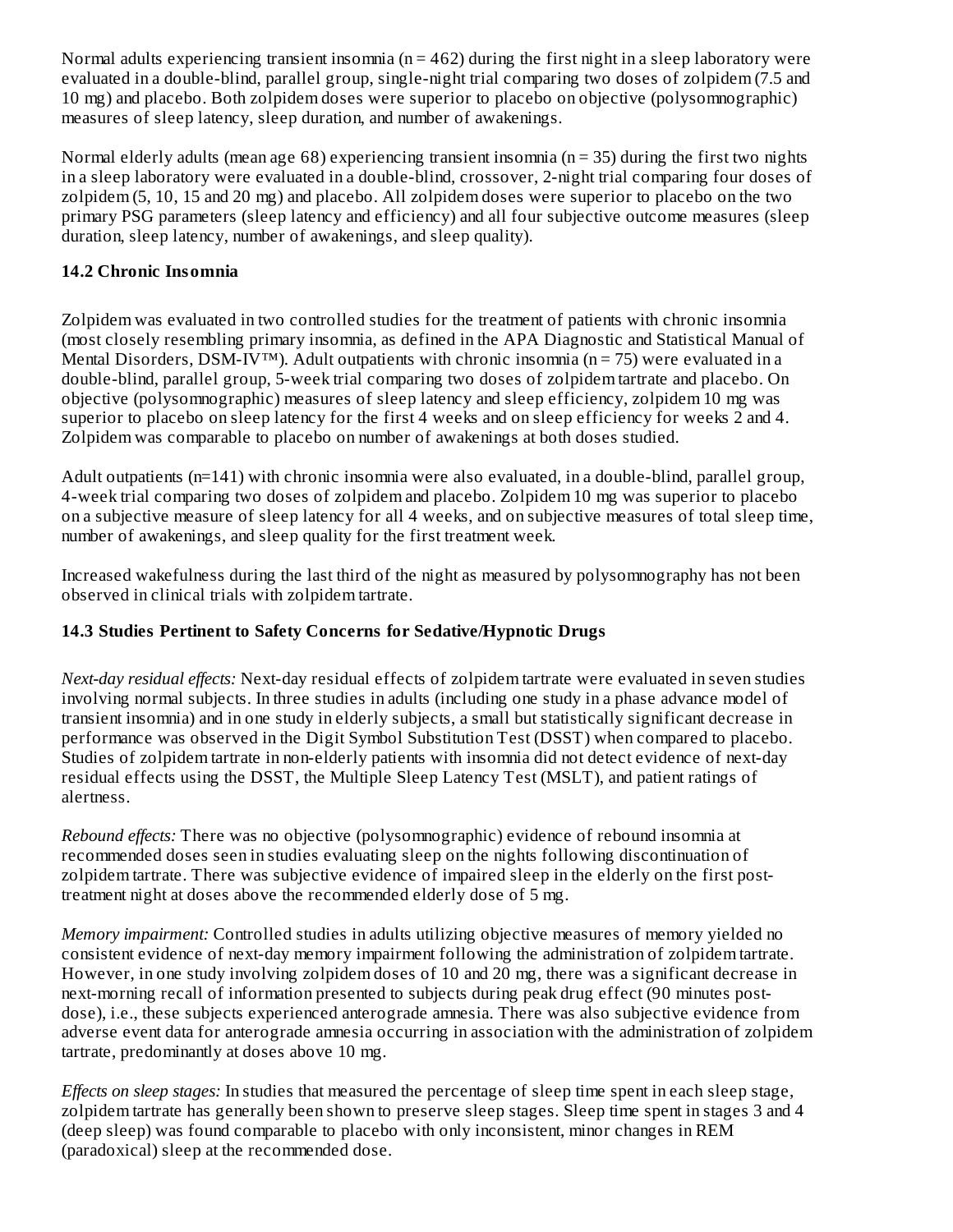Normal adults experiencing transient insomnia (n = 462) during the first night in a sleep laboratory were evaluated in a double-blind, parallel group, single-night trial comparing two doses of zolpidem (7.5 and 10 mg) and placebo. Both zolpidem doses were superior to placebo on objective (polysomnographic) measures of sleep latency, sleep duration, and number of awakenings.

Normal elderly adults (mean age 68) experiencing transient insomnia (n = 35) during the first two nights in a sleep laboratory were evaluated in a double-blind, crossover, 2-night trial comparing four doses of zolpidem (5, 10, 15 and 20 mg) and placebo. All zolpidem doses were superior to placebo on the two primary PSG parameters (sleep latency and efficiency) and all four subjective outcome measures (sleep duration, sleep latency, number of awakenings, and sleep quality).

### 14.2 Chronic Insomnia

Zolpidem was evaluated in two controlled studies for the treatment of patients with chronic insomnia (most closely resembling primary insomnia, as defined in the APA Diagnostic and Statistical Manual of Mental Disorders, DSM-IV™). Adult outpatients with chronic insomnia (n = 75) were evaluated in a double-blind, parallel group, 5-week trial comparing two doses of zolpidem tartrate and placebo. On objective (polysomnographic) measures of sleep latency and sleep efficiency, zolpidem 10 mg was superior to placebo on sleep latency for the first 4 weeks and on sleep efficiency for weeks 2 and 4. Zolpidem was comparable to placebo on number of awakenings at both doses studied.

Adult outpatients (n=141) with chronic insomnia were also evaluated, in a double-blind, parallel group, 4-week trial comparing two doses of zolpidem and placebo. Zolpidem 10 mg was superior to placebo on a subjective measure of sleep latency for all 4 weeks, and on subjective measures of total sleep time, number of awakenings, and sleep quality for the first treatment week.

Increased wakefulness during the last third of the night as measured by polysomnography has not been observed in clinical trials with zolpidem tartrate.

### 14.3 Studies Pertinent to Safety Concerns for Sedative/Hypnotic Drugs

*Next-day residual effects:* Next-day residual effects of zolpidem tartrate were evaluated in seven studies involving normal subjects. In three studies in adults (including one study in a phase advance model of transient insomnia) and in one study in elderly subjects, a small but statistically significant decrease in performance was observed in the Digit Symbol Substitution Test (DSST) when compared to placebo. Studies of zolpidem tartrate in non-elderly patients with insomnia did not detect evidence of next-day residual effects using the DSST, the Multiple Sleep Latency Test (MSLT), and patient ratings of alertness.

*Rebound effects:* There was no objective (polysomnographic) evidence of rebound insomnia at recommended doses seen in studies evaluating sleep on the nights following discontinuation of zolpidem tartrate. There was subjective evidence of impaired sleep in the elderly on the first post-treatment night at doses above the recommended elderly dose of 5 mg.

*Memory impairment:* Controlled studies in adults utilizing objective measures of memory yielded no consistent evidence of next-day memory impairment following the administration of zolpidem tartrate. However, in one study involving zolpidem doses of 10 and 20 mg, there was a significant decrease in next-morning recall of information presented to subjects during peak drug effect (90 minutes post-dose), i.e., these subjects experienced anterograde amnesia. There was also subjective evidence from adverse event data for anterograde amnesia occurring in association with the administration of zolpidem tartrate, predominantly at doses above 10 mg.

*Effects on sleep stages:* In studies that measured the percentage of sleep time spent in each sleep stage, zolpidem tartrate has generally been shown to preserve sleep stages. Sleep time spent in stages 3 and 4 (deep sleep) was found comparable to placebo with only inconsistent, minor changes in REM (paradoxical) sleep at the recommended dose.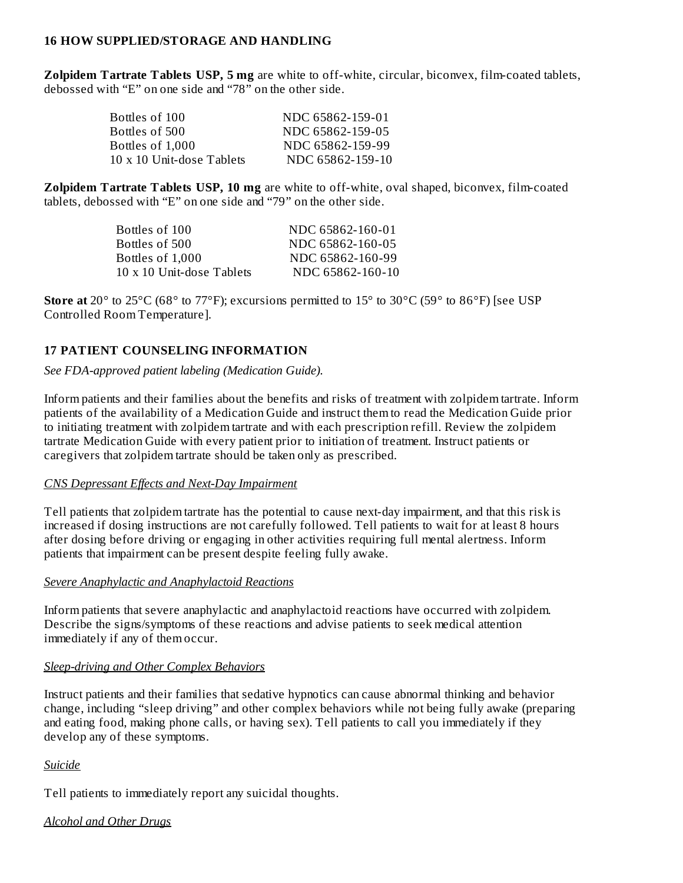## 16 HOW SUPPLIED/STORAGE AND HANDLING

**Zolpidem Tartrate Tablets USP, 5 mg** are white to off-white, circular, biconvex, film-coated tablets, debossed with "E" on one side and "78" on the other side.

| | |
|---|---|
| Bottles of 100 | NDC 65862-159-01 |
| Bottles of 500 | NDC 65862-159-05 |
| Bottles of 1,000 | NDC 65862-159-99 |
| 10 x 10 Unit-dose Tablets | NDC 65862-159-10 |

**Zolpidem Tartrate Tablets USP, 10 mg** are white to off-white, oval shaped, biconvex, film-coated tablets, debossed with "E" on one side and "79" on the other side.

| | |
|---|---|
| Bottles of 100 | NDC 65862-160-01 |
| Bottles of 500 | NDC 65862-160-05 |
| Bottles of 1,000 | NDC 65862-160-99 |
| 10 x 10 Unit-dose Tablets | NDC 65862-160-10 |

**Store at** 20° to 25°C (68° to 77°F); excursions permitted to 15° to 30°C (59° to 86°F) [see USP Controlled Room Temperature].

## 17 PATIENT COUNSELING INFORMATION

*See FDA-approved patient labeling (Medication Guide).*

Inform patients and their families about the benefits and risks of treatment with zolpidem tartrate. Inform patients of the availability of a Medication Guide and instruct them to read the Medication Guide prior to initiating treatment with zolpidem tartrate and with each prescription refill. Review the zolpidem tartrate Medication Guide with every patient prior to initiation of treatment. Instruct patients or caregivers that zolpidem tartrate should be taken only as prescribed.

*CNS Depressant Effects and Next-Day Impairment*

Tell patients that zolpidem tartrate has the potential to cause next-day impairment, and that this risk is increased if dosing instructions are not carefully followed. Tell patients to wait for at least 8 hours after dosing before driving or engaging in other activities requiring full mental alertness. Inform patients that impairment can be present despite feeling fully awake.

*Severe Anaphylactic and Anaphylactoid Reactions*

Inform patients that severe anaphylactic and anaphylactoid reactions have occurred with zolpidem. Describe the signs/symptoms of these reactions and advise patients to seek medical attention immediately if any of them occur.

*Sleep-driving and Other Complex Behaviors*

Instruct patients and their families that sedative hypnotics can cause abnormal thinking and behavior change, including "sleep driving" and other complex behaviors while not being fully awake (preparing and eating food, making phone calls, or having sex). Tell patients to call you immediately if they develop any of these symptoms.

*Suicide*

Tell patients to immediately report any suicidal thoughts.

*Alcohol and Other Drugs*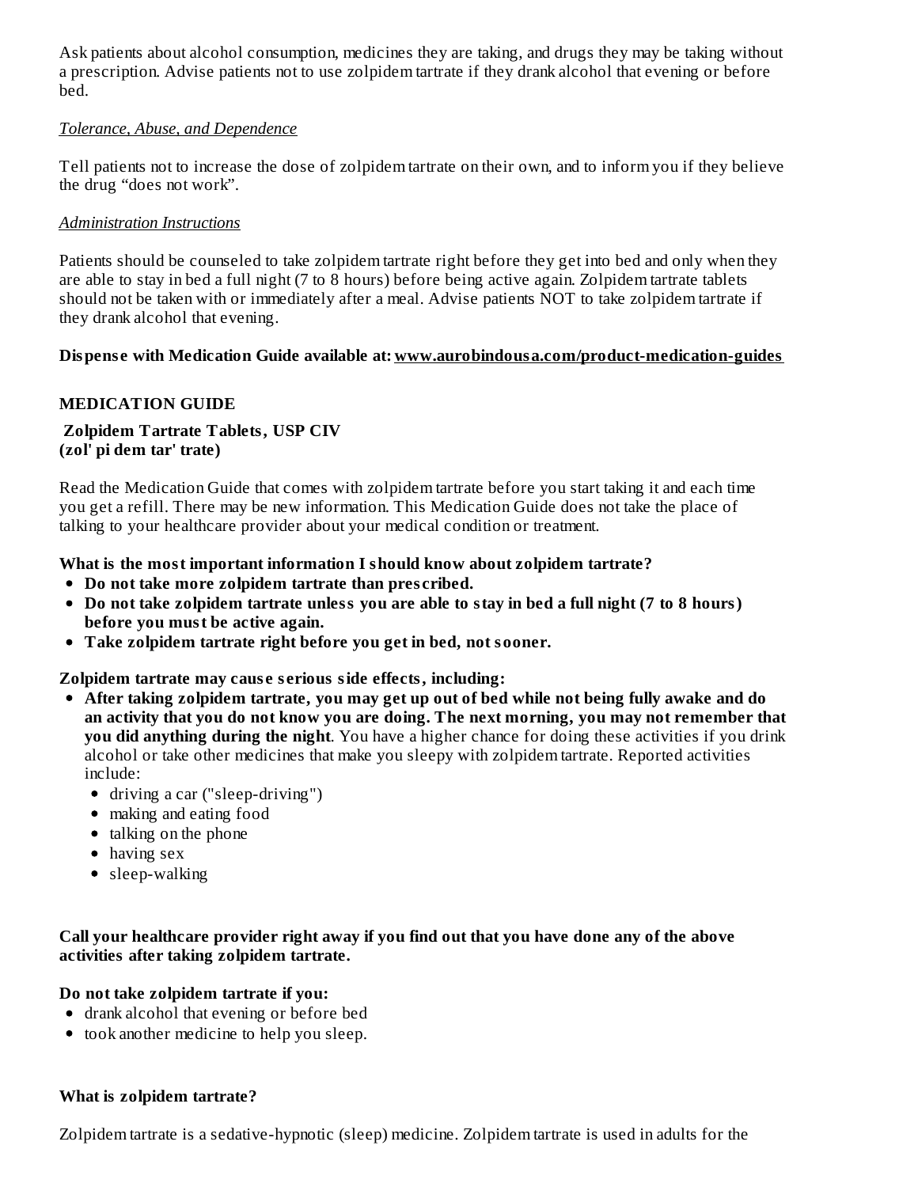Ask patients about alcohol consumption, medicines they are taking, and drugs they may be taking without a prescription. Advise patients not to use zolpidem tartrate if they drank alcohol that evening or before bed.

*Tolerance, Abuse, and Dependence*

Tell patients not to increase the dose of zolpidem tartrate on their own, and to inform you if they believe the drug "does not work".

*Administration Instructions*

Patients should be counseled to take zolpidem tartrate right before they get into bed and only when they are able to stay in bed a full night (7 to 8 hours) before being active again. Zolpidem tartrate tablets should not be taken with or immediately after a meal. Advise patients NOT to take zolpidem tartrate if they drank alcohol that evening.

**Dispense with Medication Guide available at: www.aurobindousa.com/product-medication-guides**

## MEDICATION GUIDE

**Zolpidem Tartrate Tablets, USP CIV**
**(zol' pi dem tar' trate)**

Read the Medication Guide that comes with zolpidem tartrate before you start taking it and each time you get a refill. There may be new information. This Medication Guide does not take the place of talking to your healthcare provider about your medical condition or treatment.

**What is the most important information I should know about zolpidem tartrate?**

- **Do not take more zolpidem tartrate than prescribed.**
- **Do not take zolpidem tartrate unless you are able to stay in bed a full night (7 to 8 hours) before you must be active again.**
- **Take zolpidem tartrate right before you get in bed, not sooner.**

**Zolpidem tartrate may cause serious side effects, including:**

- **After taking zolpidem tartrate, you may get up out of bed while not being fully awake and do an activity that you do not know you are doing. The next morning, you may not remember that you did anything during the night**. You have a higher chance for doing these activities if you drink alcohol or take other medicines that make you sleepy with zolpidem tartrate. Reported activities include:
  - driving a car ("sleep-driving")
  - making and eating food
  - talking on the phone
  - having sex
  - sleep-walking

**Call your healthcare provider right away if you find out that you have done any of the above activities after taking zolpidem tartrate.**

**Do not take zolpidem tartrate if you:**

- drank alcohol that evening or before bed
- took another medicine to help you sleep.

**What is zolpidem tartrate?**

Zolpidem tartrate is a sedative-hypnotic (sleep) medicine. Zolpidem tartrate is used in adults for the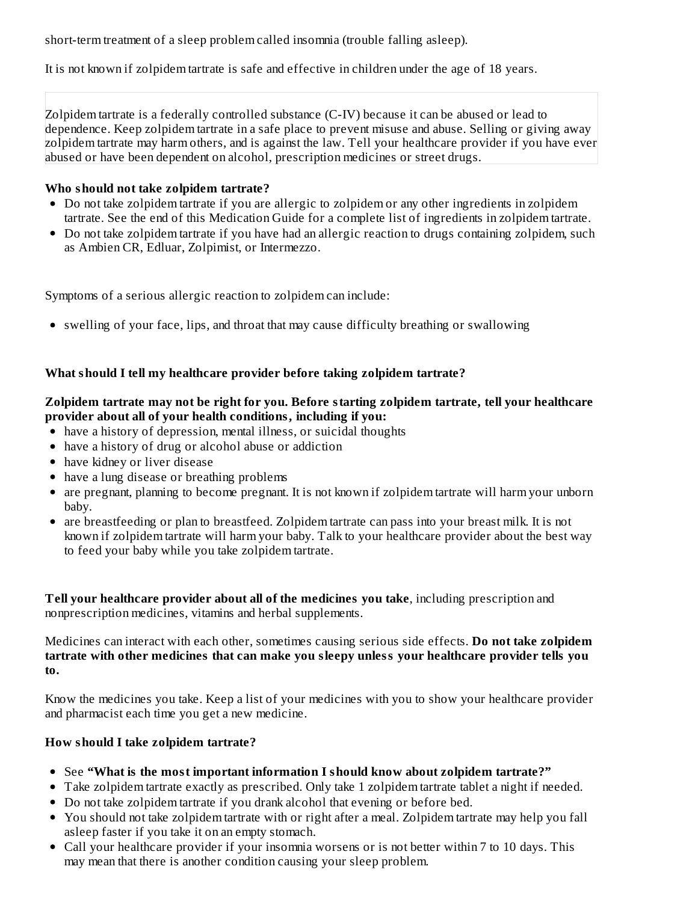short-term treatment of a sleep problem called insomnia (trouble falling asleep).

It is not known if zolpidem tartrate is safe and effective in children under the age of 18 years.

Zolpidem tartrate is a federally controlled substance (C-IV) because it can be abused or lead to dependence. Keep zolpidem tartrate in a safe place to prevent misuse and abuse. Selling or giving away zolpidem tartrate may harm others, and is against the law. Tell your healthcare provider if you have ever abused or have been dependent on alcohol, prescription medicines or street drugs.

**Who should not take zolpidem tartrate?**

- Do not take zolpidem tartrate if you are allergic to zolpidem or any other ingredients in zolpidem tartrate. See the end of this Medication Guide for a complete list of ingredients in zolpidem tartrate.
- Do not take zolpidem tartrate if you have had an allergic reaction to drugs containing zolpidem, such as Ambien CR, Edluar, Zolpimist, or Intermezzo.

Symptoms of a serious allergic reaction to zolpidem can include:

- swelling of your face, lips, and throat that may cause difficulty breathing or swallowing

**What should I tell my healthcare provider before taking zolpidem tartrate?**

**Zolpidem tartrate may not be right for you. Before starting zolpidem tartrate, tell your healthcare provider about all of your health conditions, including if you:**

- have a history of depression, mental illness, or suicidal thoughts
- have a history of drug or alcohol abuse or addiction
- have kidney or liver disease
- have a lung disease or breathing problems
- are pregnant, planning to become pregnant. It is not known if zolpidem tartrate will harm your unborn baby.
- are breastfeeding or plan to breastfeed. Zolpidem tartrate can pass into your breast milk. It is not known if zolpidem tartrate will harm your baby. Talk to your healthcare provider about the best way to feed your baby while you take zolpidem tartrate.

**Tell your healthcare provider about all of the medicines you take**, including prescription and nonprescription medicines, vitamins and herbal supplements.

Medicines can interact with each other, sometimes causing serious side effects. **Do not take zolpidem tartrate with other medicines that can make you sleepy unless your healthcare provider tells you to.**

Know the medicines you take. Keep a list of your medicines with you to show your healthcare provider and pharmacist each time you get a new medicine.

**How should I take zolpidem tartrate?**

- See **"What is the most important information I should know about zolpidem tartrate?"**
- Take zolpidem tartrate exactly as prescribed. Only take 1 zolpidem tartrate tablet a night if needed.
- Do not take zolpidem tartrate if you drank alcohol that evening or before bed.
- You should not take zolpidem tartrate with or right after a meal. Zolpidem tartrate may help you fall asleep faster if you take it on an empty stomach.
- Call your healthcare provider if your insomnia worsens or is not better within 7 to 10 days. This may mean that there is another condition causing your sleep problem.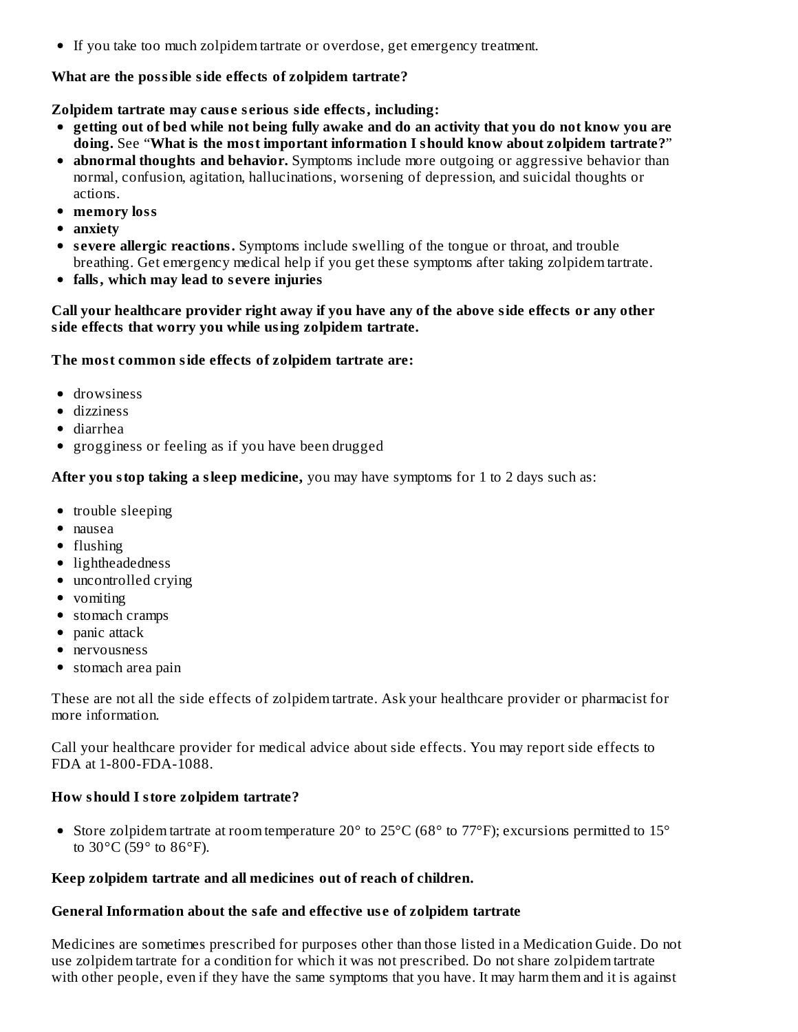- If you take too much zolpidem tartrate or overdose, get emergency treatment.

**What are the possible side effects of zolpidem tartrate?**

**Zolpidem tartrate may cause serious side effects, including:**

- **getting out of bed while not being fully awake and do an activity that you do not know you are doing.** See "**What is the most important information I should know about zolpidem tartrate?**"
- **abnormal thoughts and behavior.** Symptoms include more outgoing or aggressive behavior than normal, confusion, agitation, hallucinations, worsening of depression, and suicidal thoughts or actions.
- **memory loss**
- **anxiety**
- **severe allergic reactions.** Symptoms include swelling of the tongue or throat, and trouble breathing. Get emergency medical help if you get these symptoms after taking zolpidem tartrate.
- **falls, which may lead to severe injuries**

**Call your healthcare provider right away if you have any of the above side effects or any other side effects that worry you while using zolpidem tartrate.**

**The most common side effects of zolpidem tartrate are:**

- drowsiness
- dizziness
- diarrhea
- grogginess or feeling as if you have been drugged

**After you stop taking a sleep medicine,** you may have symptoms for 1 to 2 days such as:

- trouble sleeping
- nausea
- flushing
- lightheadedness
- uncontrolled crying
- vomiting
- stomach cramps
- panic attack
- nervousness
- stomach area pain

These are not all the side effects of zolpidem tartrate. Ask your healthcare provider or pharmacist for more information.

Call your healthcare provider for medical advice about side effects. You may report side effects to FDA at 1-800-FDA-1088.

**How should I store zolpidem tartrate?**

- Store zolpidem tartrate at room temperature 20° to 25°C (68° to 77°F); excursions permitted to 15° to 30°C (59° to 86°F).

**Keep zolpidem tartrate and all medicines out of reach of children.**

**General Information about the safe and effective use of zolpidem tartrate**

Medicines are sometimes prescribed for purposes other than those listed in a Medication Guide. Do not use zolpidem tartrate for a condition for which it was not prescribed. Do not share zolpidem tartrate with other people, even if they have the same symptoms that you have. It may harm them and it is against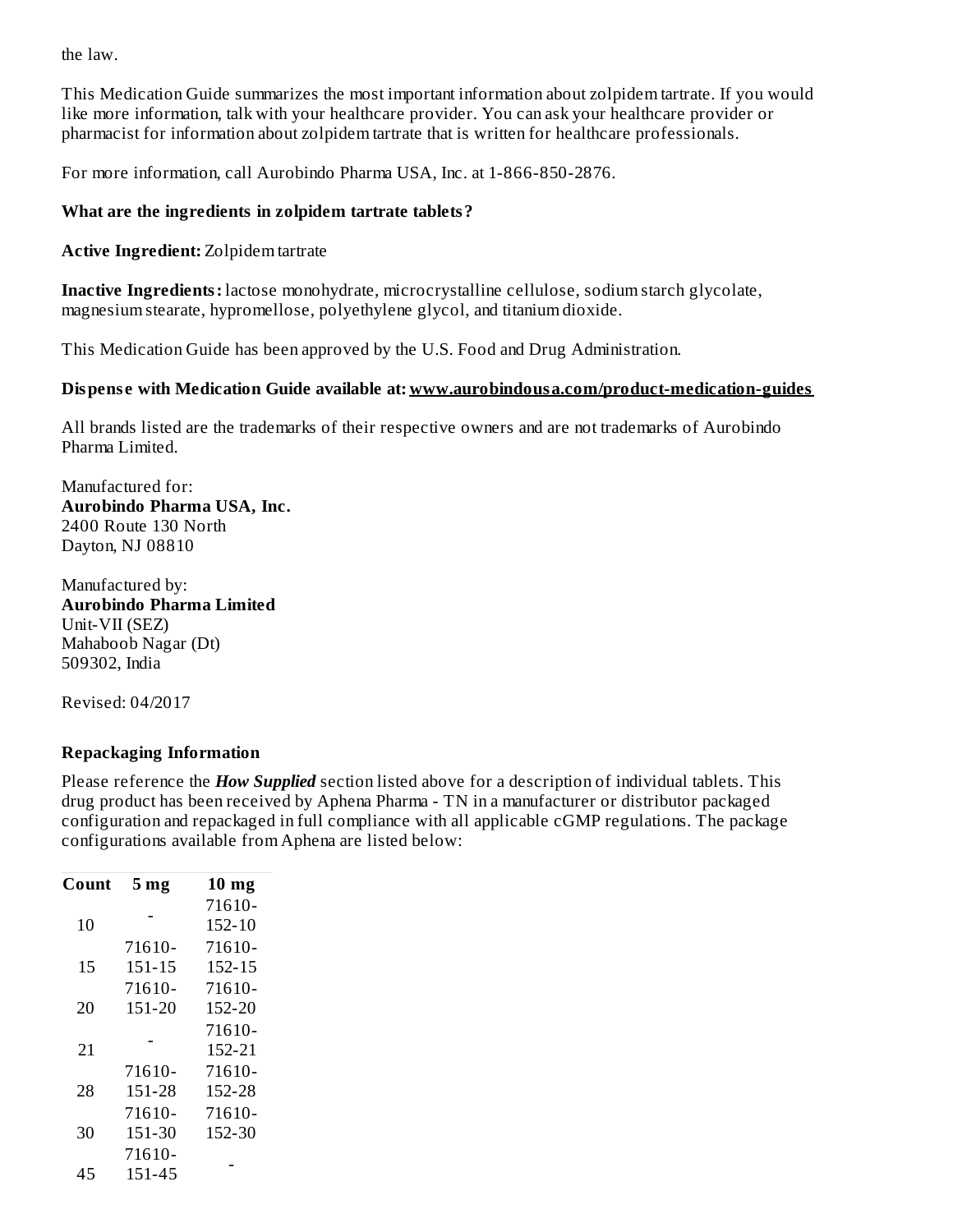the law.

This Medication Guide summarizes the most important information about zolpidem tartrate. If you would like more information, talk with your healthcare provider. You can ask your healthcare provider or pharmacist for information about zolpidem tartrate that is written for healthcare professionals.

For more information, call Aurobindo Pharma USA, Inc. at 1-866-850-2876.

**What are the ingredients in zolpidem tartrate tablets?**

**Active Ingredient:** Zolpidem tartrate

**Inactive Ingredients:** lactose monohydrate, microcrystalline cellulose, sodium starch glycolate, magnesium stearate, hypromellose, polyethylene glycol, and titanium dioxide.

This Medication Guide has been approved by the U.S. Food and Drug Administration.

**Dispense with Medication Guide available at: www.aurobindousa.com/product-medication-guides**

All brands listed are the trademarks of their respective owners and are not trademarks of Aurobindo Pharma Limited.

Manufactured for:
**Aurobindo Pharma USA, Inc.**
2400 Route 130 North
Dayton, NJ 08810

Manufactured by:
**Aurobindo Pharma Limited**
Unit-VII (SEZ)
Mahaboob Nagar (Dt)
509302, India

Revised: 04/2017

**Repackaging Information**

Please reference the ***How Supplied*** section listed above for a description of individual tablets. This drug product has been received by Aphena Pharma - TN in a manufacturer or distributor packaged configuration and repackaged in full compliance with all applicable cGMP regulations. The package configurations available from Aphena are listed below:

| Count | 5 mg | 10 mg |
|---|---|---|
| 10 | - | 71610-152-10 |
| 15 | 71610-151-15 | 71610-152-15 |
| 20 | 71610-151-20 | 71610-152-20 |
| 21 | - | 71610-152-21 |
| 28 | 71610-151-28 | 71610-152-28 |
| 30 | 71610-151-30 | 71610-152-30 |
| 45 | 71610-151-45 | - |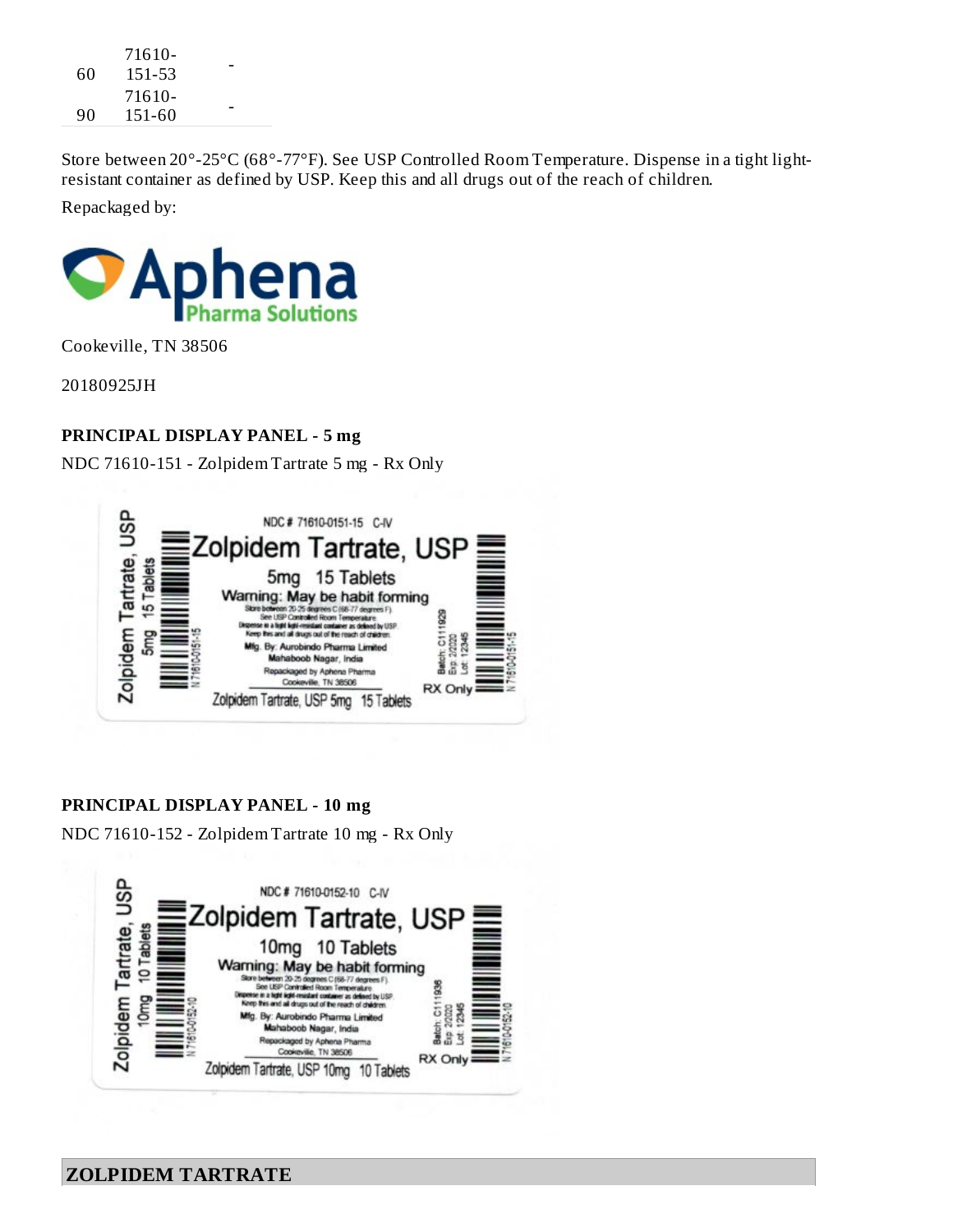| | | |
|---|---|---|
| 60 | 71610-151-53 | - |
| 90 | 71610-151-60 | - |

Store between 20°-25°C (68°-77°F). See USP Controlled Room Temperature. Dispense in a tight light-resistant container as defined by USP. Keep this and all drugs out of the reach of children.

Repackaged by:

Aphena Pharma Solutions

Cookeville, TN 38506

20180925JH

**PRINCIPAL DISPLAY PANEL - 5 mg**

NDC 71610-151 - Zolpidem Tartrate 5 mg - Rx Only

**PRINCIPAL DISPLAY PANEL - 10 mg**

NDC 71610-152 - Zolpidem Tartrate 10 mg - Rx Only

**ZOLPIDEM TARTRATE**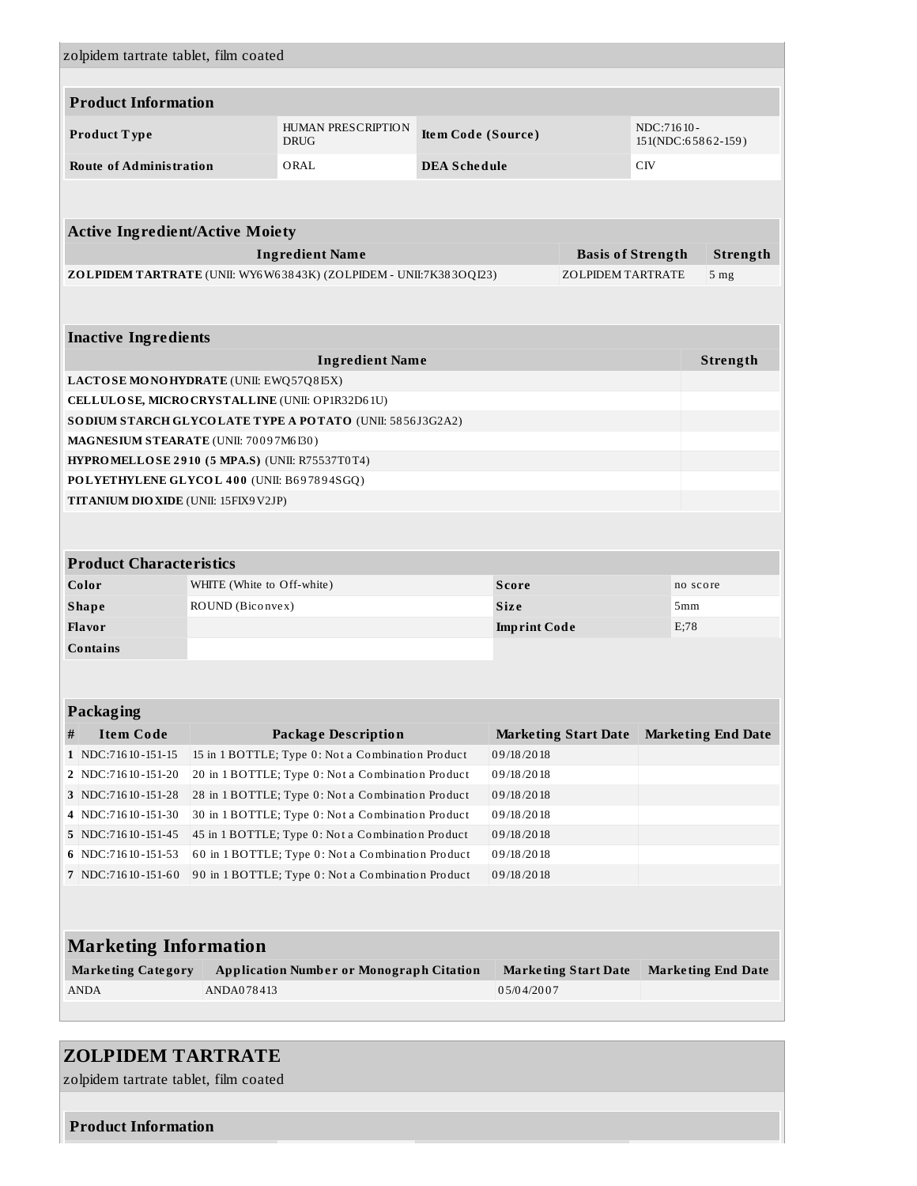zolpidem tartrate tablet, film coated

| **Product Information** | | | |
|---|---|---|---|
| **Product Type** | HUMAN PRESCRIPTION DRUG | **Item Code (Source)** | NDC:71610-151(NDC:65862-159) |
| **Route of Administration** | ORAL | **DEA Schedule** | CIV |

| **Active Ingredient/Active Moiety** | | |
|---|---|---|
| **Ingredient Name** | **Basis of Strength** | **Strength** |
| **ZOLPIDEM TARTRATE** (UNII: WY6W63843K) (ZOLPIDEM - UNII:7K383OQI23) | ZOLPIDEM TARTRATE | 5 mg |

| **Inactive Ingredients** | |
|---|---|
| **Ingredient Name** | **Strength** |
| **LACTOSE MONOHYDRATE** (UNII: EWQ57Q8I5X) | |
| **CELLULOSE, MICROCRYSTALLINE** (UNII: OP1R32D61U) | |
| **SODIUM STARCH GLYCOLATE TYPE A POTATO** (UNII: 5856J3G2A2) | |
| **MAGNESIUM STEARATE** (UNII: 70097M6I30) | |
| **HYPROMELLOSE 2910 (5 MPA.S)** (UNII: R75537T0T4) | |
| **POLYETHYLENE GLYCOL 400** (UNII: B697894SGQ) | |
| **TITANIUM DIOXIDE** (UNII: 15FIX9V2JP) | |

| **Product Characteristics** | | | |
|---|---|---|---|
| **Color** | WHITE (White to Off-white) | **Score** | no score |
| **Shape** | ROUND (Biconvex) | **Size** | 5mm |
| **Flavor** | | **Imprint Code** | E;78 |
| **Contains** | | | |

| **Packaging** | | | | |
|---|---|---|---|---|
| **#** | **Item Code** | **Package Description** | **Marketing Start Date** | **Marketing End Date** |
| 1 | NDC:71610-151-15 | 15 in 1 BOTTLE; Type 0: Not a Combination Product | 09/18/2018 | |
| 2 | NDC:71610-151-20 | 20 in 1 BOTTLE; Type 0: Not a Combination Product | 09/18/2018 | |
| 3 | NDC:71610-151-28 | 28 in 1 BOTTLE; Type 0: Not a Combination Product | 09/18/2018 | |
| 4 | NDC:71610-151-30 | 30 in 1 BOTTLE; Type 0: Not a Combination Product | 09/18/2018 | |
| 5 | NDC:71610-151-45 | 45 in 1 BOTTLE; Type 0: Not a Combination Product | 09/18/2018 | |
| 6 | NDC:71610-151-53 | 60 in 1 BOTTLE; Type 0: Not a Combination Product | 09/18/2018 | |
| 7 | NDC:71610-151-60 | 90 in 1 BOTTLE; Type 0: Not a Combination Product | 09/18/2018 | |

| **Marketing Information** | | | |
|---|---|---|---|
| **Marketing Category** | **Application Number or Monograph Citation** | **Marketing Start Date** | **Marketing End Date** |
| ANDA | ANDA078413 | 05/04/2007 | |

## ZOLPIDEM TARTRATE

zolpidem tartrate tablet, film coated

**Product Information**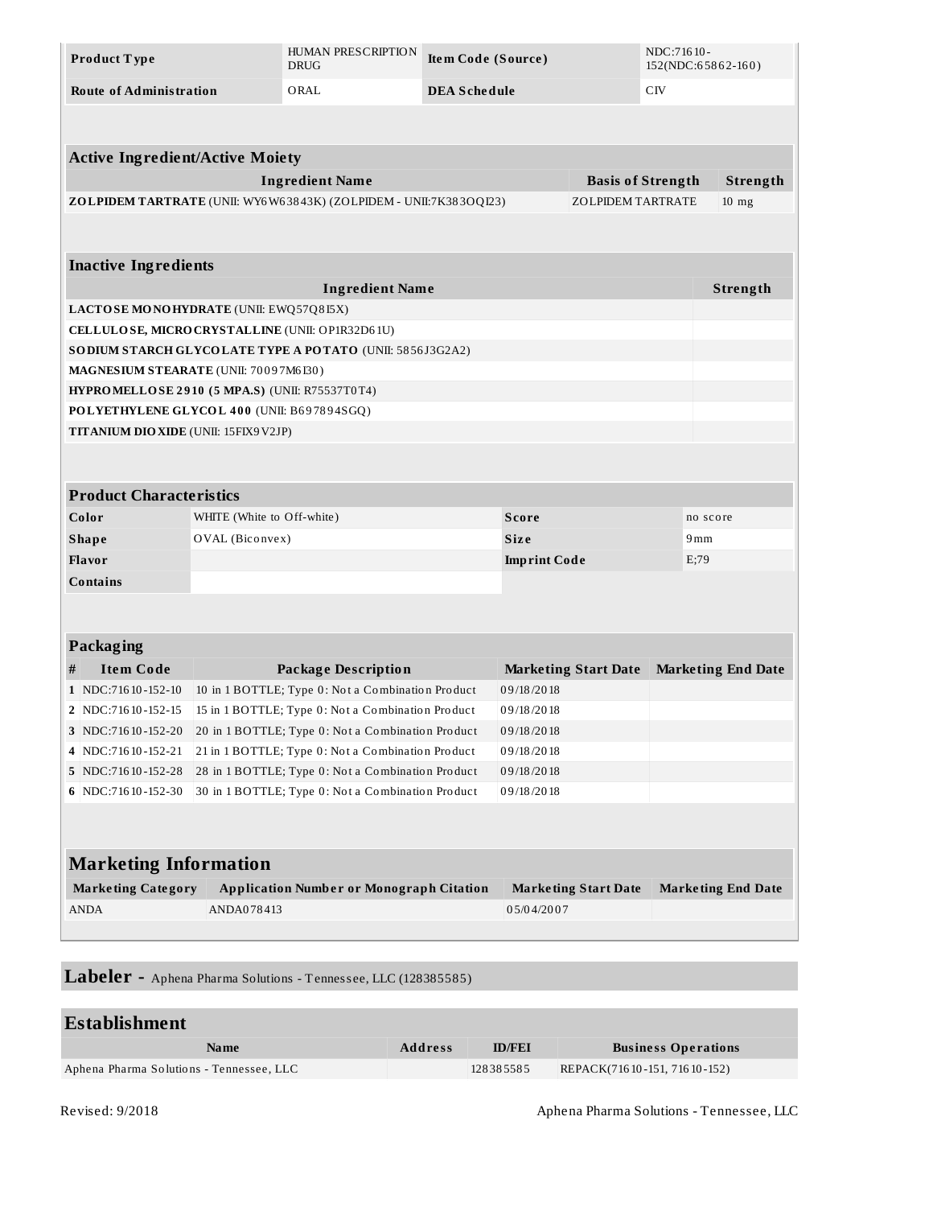| | | | |
|---|---|---|---|
| **Product Type** | HUMAN PRESCRIPTION DRUG | **Item Code (Source)** | NDC:71610-152(NDC:65862-160) |
| **Route of Administration** | ORAL | **DEA Schedule** | CIV |

## Active Ingredient/Active Moiety

| Ingredient Name | Basis of Strength | Strength |
|---|---|---|
| **ZOLPIDEM TARTRATE** (UNII: WY6W63843K) (ZOLPIDEM - UNII:7K383OQI23) | ZOLPIDEM TARTRATE | 10 mg |

## Inactive Ingredients

| Ingredient Name | Strength |
|---|---|
| **LACTOSE MONOHYDRATE** (UNII: EWQ57Q8I5X) | |
| **CELLULOSE, MICROCRYSTALLINE** (UNII: OP1R32D61U) | |
| **SODIUM STARCH GLYCOLATE TYPE A POTATO** (UNII: 5856J3G2A2) | |
| **MAGNESIUM STEARATE** (UNII: 70097M6I30) | |
| **HYPROMELLOSE 2910 (5 MPA.S)** (UNII: R75537T0T4) | |
| **POLYETHYLENE GLYCOL 400** (UNII: B697894SGQ) | |
| **TITANIUM DIOXIDE** (UNII: 15FIX9V2JP) | |

## Product Characteristics

| | | | |
|---|---|---|---|
| **Color** | WHITE (White to Off-white) | **Score** | no score |
| **Shape** | OVAL (Biconvex) | **Size** | 9mm |
| **Flavor** | | **Imprint Code** | E;79 |
| **Contains** | | | |

## Packaging

| # | Item Code | Package Description | Marketing Start Date | Marketing End Date |
|---|---|---|---|---|
| 1 | NDC:71610-152-10 | 10 in 1 BOTTLE; Type 0: Not a Combination Product | 09/18/2018 | |
| 2 | NDC:71610-152-15 | 15 in 1 BOTTLE; Type 0: Not a Combination Product | 09/18/2018 | |
| 3 | NDC:71610-152-20 | 20 in 1 BOTTLE; Type 0: Not a Combination Product | 09/18/2018 | |
| 4 | NDC:71610-152-21 | 21 in 1 BOTTLE; Type 0: Not a Combination Product | 09/18/2018 | |
| 5 | NDC:71610-152-28 | 28 in 1 BOTTLE; Type 0: Not a Combination Product | 09/18/2018 | |
| 6 | NDC:71610-152-30 | 30 in 1 BOTTLE; Type 0: Not a Combination Product | 09/18/2018 | |

## Marketing Information

| Marketing Category | Application Number or Monograph Citation | Marketing Start Date | Marketing End Date |
|---|---|---|---|
| ANDA | ANDA078413 | 05/04/2007 | |

## Labeler - Aphena Pharma Solutions - Tennessee, LLC (128385585)

## Establishment

| Name | Address | ID/FEI | Business Operations |
|---|---|---|---|
| Aphena Pharma Solutions - Tennessee, LLC | | 128385585 | REPACK(71610-151, 71610-152) |

Revised: 9/2018

Aphena Pharma Solutions - Tennessee, LLC